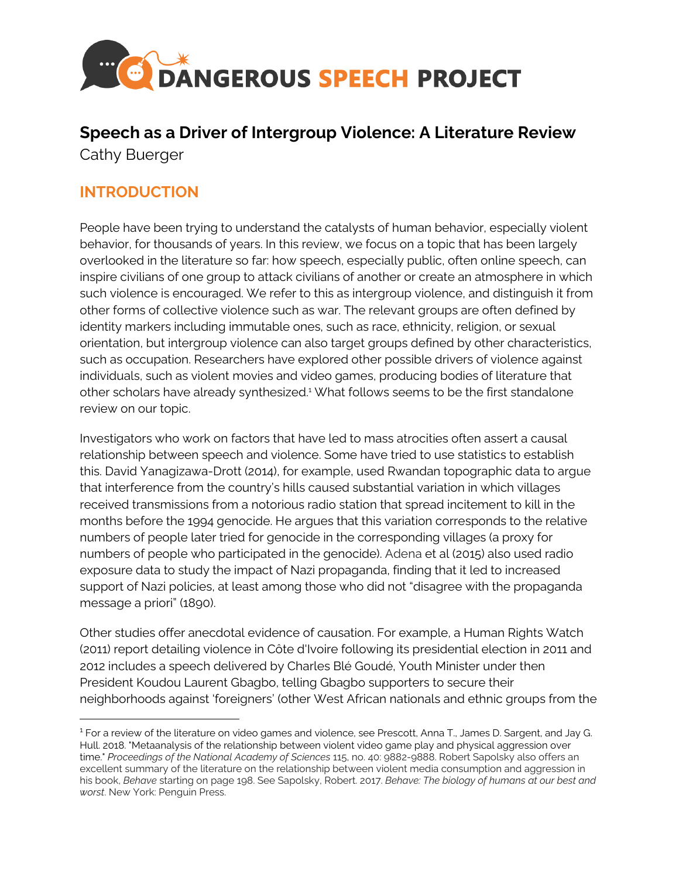# Speech as a Driver of Intergroup Violence: A Literature Review

Cathy Buerger

## INTRODUCTION

People have been trying to understand the catalysts of human behavior, especially violent behavior, for thousands of years. In this review, we focus on a topic that has been largely overlooked in the literature so far: how speech, especially public, often online speech, can inspire civilians of one group to attack civilians of another or create an atmosphere in which such violence is encouraged. We refer to this as intergroup violence, and distinguish it from other forms of collective violence such as war. The relevant groups are often defined by identity markers including immutable ones, such as race, ethnicity, religion, or sexual orientation, but intergroup violence can also target groups defined by other characteristics, such as occupation. Researchers have explored other possible drivers of violence against individuals, such as violent movies and video games, producing bodies of literature that other scholars have already synthesized.[1] What follows seems to be the first standalone review on our topic.

Investigators who work on factors that have led to mass atrocities often assert a causal relationship between speech and violence. Some have tried to use statistics to establish this. David Yanagizawa-Drott (2014), for example, used Rwandan topographic data to argue that interference from the country's hills caused substantial variation in which villages received transmissions from a notorious radio station that spread incitement to kill in the months before the 1994 genocide. He argues that this variation corresponds to the relative numbers of people later tried for genocide in the corresponding villages (a proxy for numbers of people who participated in the genocide). Adena et al (2015) also used radio exposure data to study the impact of Nazi propaganda, finding that it led to increased support of Nazi policies, at least among those who did not "disagree with the propaganda message a priori" (1890).

Other studies offer anecdotal evidence of causation. For example, a Human Rights Watch (2011) report detailing violence in Côte d'Ivoire following its presidential election in 2011 and 2012 includes a speech delivered by Charles Blé Goudé, Youth Minister under then President Koudou Laurent Gbagbo, telling Gbagbo supporters to secure their neighborhoods against 'foreigners' (other West African nationals and ethnic groups from the

---

[1] For a review of the literature on video games and violence, see Prescott, Anna T., James D. Sargent, and Jay G. Hull. 2018. "Metaanalysis of the relationship between violent video game play and physical aggression over time." *Proceedings of the National Academy of Sciences* 115, no. 40: 9882-9888. Robert Sapolsky also offers an excellent summary of the literature on the relationship between violent media consumption and aggression in his book, *Behave* starting on page 198. See Sapolsky, Robert. 2017. *Behave: The biology of humans at our best and worst*. New York: Penguin Press.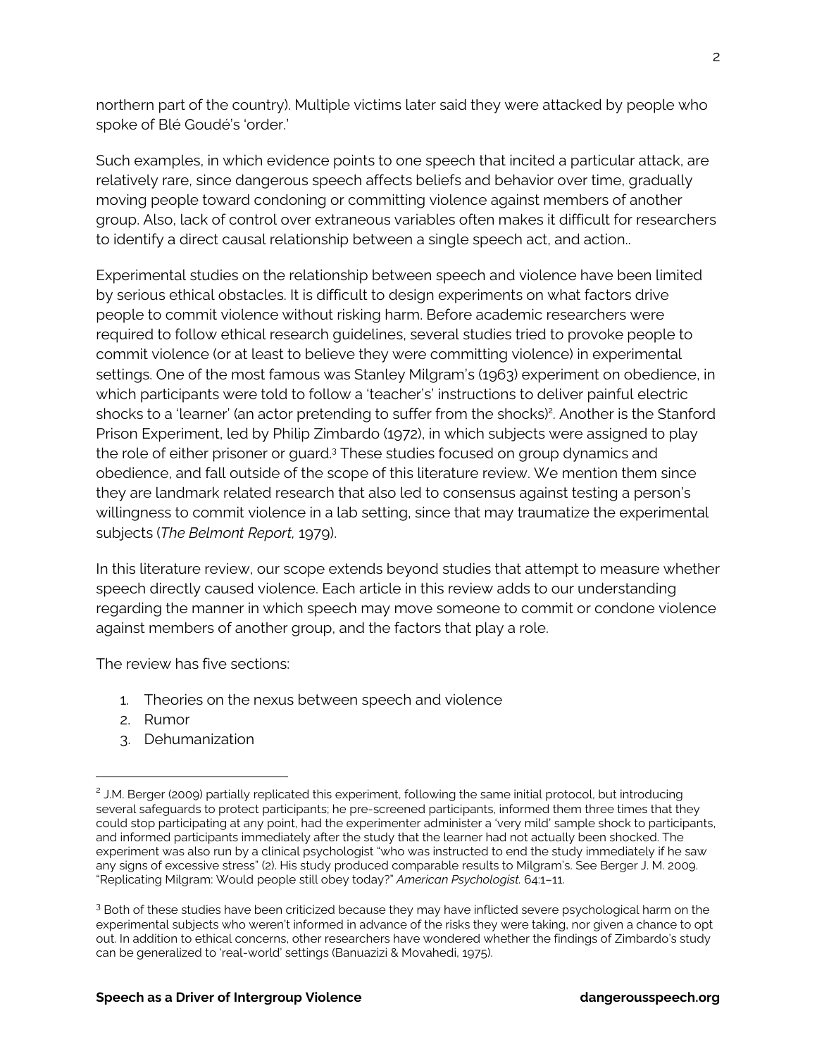northern part of the country). Multiple victims later said they were attacked by people who spoke of Blé Goudé's 'order.'

Such examples, in which evidence points to one speech that incited a particular attack, are relatively rare, since dangerous speech affects beliefs and behavior over time, gradually moving people toward condoning or committing violence against members of another group. Also, lack of control over extraneous variables often makes it difficult for researchers to identify a direct causal relationship between a single speech act, and action..

Experimental studies on the relationship between speech and violence have been limited by serious ethical obstacles. It is difficult to design experiments on what factors drive people to commit violence without risking harm. Before academic researchers were required to follow ethical research guidelines, several studies tried to provoke people to commit violence (or at least to believe they were committing violence) in experimental settings. One of the most famous was Stanley Milgram's (1963) experiment on obedience, in which participants were told to follow a 'teacher's' instructions to deliver painful electric shocks to a 'learner' (an actor pretending to suffer from the shocks)[2]. Another is the Stanford Prison Experiment, led by Philip Zimbardo (1972), in which subjects were assigned to play the role of either prisoner or guard.[3] These studies focused on group dynamics and obedience, and fall outside of the scope of this literature review. We mention them since they are landmark related research that also led to consensus against testing a person's willingness to commit violence in a lab setting, since that may traumatize the experimental subjects (*The Belmont Report,* 1979).

In this literature review, our scope extends beyond studies that attempt to measure whether speech directly caused violence. Each article in this review adds to our understanding regarding the manner in which speech may move someone to commit or condone violence against members of another group, and the factors that play a role.

The review has five sections:

1. Theories on the nexus between speech and violence
2. Rumor
3. Dehumanization

---

[2] J.M. Berger (2009) partially replicated this experiment, following the same initial protocol, but introducing several safeguards to protect participants; he pre-screened participants, informed them three times that they could stop participating at any point, had the experimenter administer a 'very mild' sample shock to participants, and informed participants immediately after the study that the learner had not actually been shocked. The experiment was also run by a clinical psychologist "who was instructed to end the study immediately if he saw any signs of excessive stress" (2). His study produced comparable results to Milgram's. See Berger J. M. 2009. "Replicating Milgram: Would people still obey today?" *American Psychologist.* 64:1–11.

[3] Both of these studies have been criticized because they may have inflicted severe psychological harm on the experimental subjects who weren't informed in advance of the risks they were taking, nor given a chance to opt out. In addition to ethical concerns, other researchers have wondered whether the findings of Zimbardo's study can be generalized to 'real-world' settings (Banuazizi & Movahedi, 1975).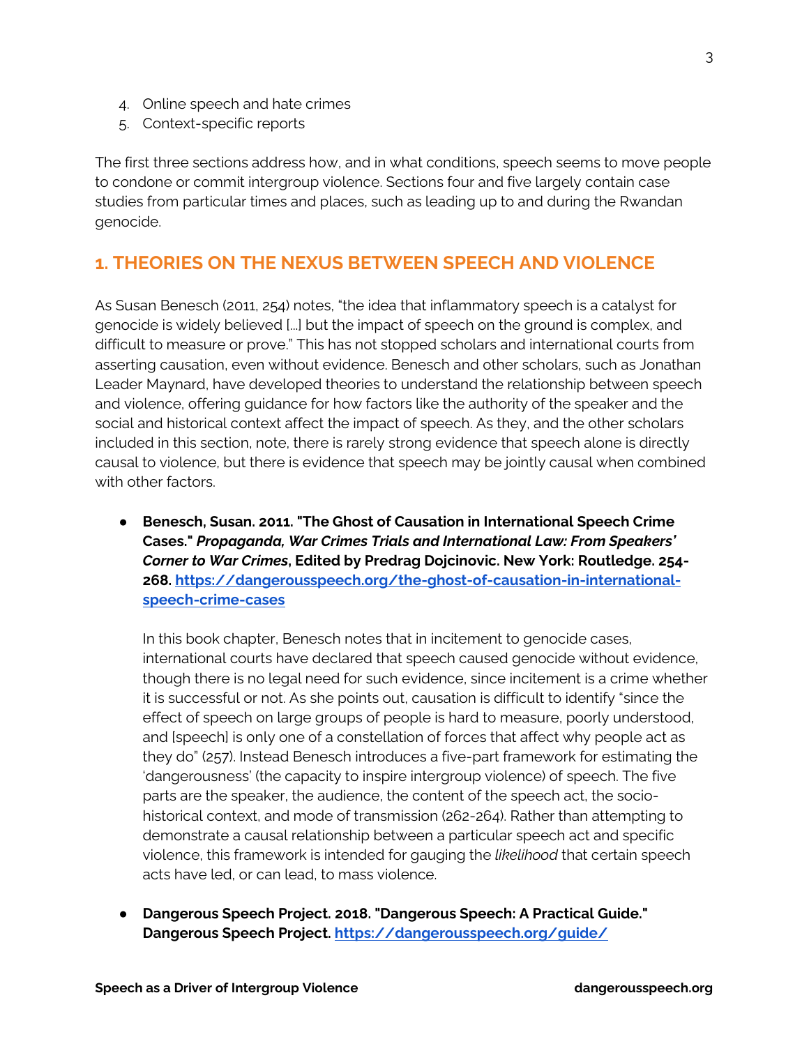4. Online speech and hate crimes
5. Context-specific reports

The first three sections address how, and in what conditions, speech seems to move people to condone or commit intergroup violence. Sections four and five largely contain case studies from particular times and places, such as leading up to and during the Rwandan genocide.

## 1. THEORIES ON THE NEXUS BETWEEN SPEECH AND VIOLENCE

As Susan Benesch (2011, 254) notes, "the idea that inflammatory speech is a catalyst for genocide is widely believed [...] but the impact of speech on the ground is complex, and difficult to measure or prove." This has not stopped scholars and international courts from asserting causation, even without evidence. Benesch and other scholars, such as Jonathan Leader Maynard, have developed theories to understand the relationship between speech and violence, offering guidance for how factors like the authority of the speaker and the social and historical context affect the impact of speech. As they, and the other scholars included in this section, note, there is rarely strong evidence that speech alone is directly causal to violence, but there is evidence that speech may be jointly causal when combined with other factors.

- **Benesch, Susan. 2011. "The Ghost of Causation in International Speech Crime Cases."** ***Propaganda, War Crimes Trials and International Law: From Speakers' Corner to War Crimes*****, Edited by Predrag Dojcinovic. New York: Routledge. 254-268. [https://dangerousspeech.org/the-ghost-of-causation-in-international-speech-crime-cases](https://dangerousspeech.org/the-ghost-of-causation-in-international-speech-crime-cases)**

  In this book chapter, Benesch notes that in incitement to genocide cases, international courts have declared that speech caused genocide without evidence, though there is no legal need for such evidence, since incitement is a crime whether it is successful or not. As she points out, causation is difficult to identify "since the effect of speech on large groups of people is hard to measure, poorly understood, and [speech] is only one of a constellation of forces that affect why people act as they do" (257). Instead Benesch introduces a five-part framework for estimating the 'dangerousness' (the capacity to inspire intergroup violence) of speech. The five parts are the speaker, the audience, the content of the speech act, the socio-historical context, and mode of transmission (262-264). Rather than attempting to demonstrate a causal relationship between a particular speech act and specific violence, this framework is intended for gauging the *likelihood* that certain speech acts have led, or can lead, to mass violence.

- **Dangerous Speech Project. 2018. "Dangerous Speech: A Practical Guide." Dangerous Speech Project. [https://dangerousspeech.org/guide/](https://dangerousspeech.org/guide/)**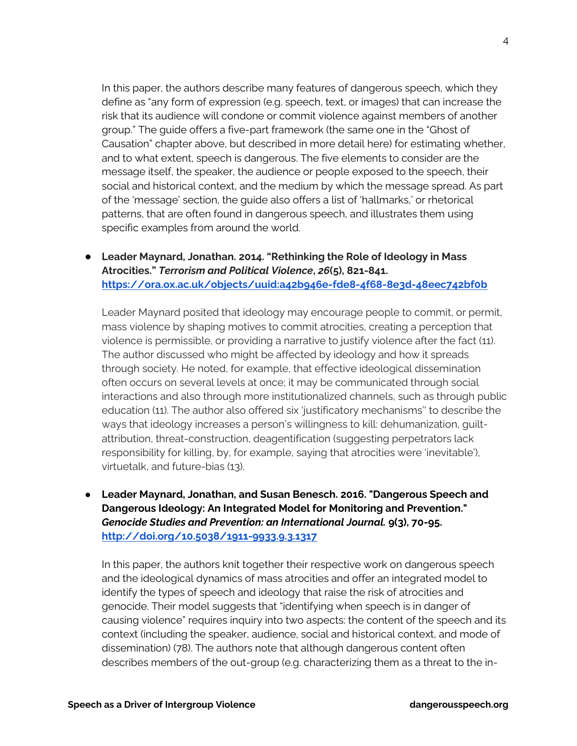In this paper, the authors describe many features of dangerous speech, which they define as "any form of expression (e.g. speech, text, or images) that can increase the risk that its audience will condone or commit violence against members of another group." The guide offers a five-part framework (the same one in the "Ghost of Causation" chapter above, but described in more detail here) for estimating whether, and to what extent, speech is dangerous. The five elements to consider are the message itself, the speaker, the audience or people exposed to the speech, their social and historical context, and the medium by which the message spread. As part of the 'message' section, the guide also offers a list of 'hallmarks,' or rhetorical patterns, that are often found in dangerous speech, and illustrates them using specific examples from around the world.

- **Leader Maynard, Jonathan. 2014. "Rethinking the Role of Ideology in Mass Atrocities."** ***Terrorism and Political Violence*****,** ***26*****(5), 821-841.** **https://ora.ox.ac.uk/objects/uuid:a42b946e-fde8-4f68-8e3d-48eec742bf0b**

  Leader Maynard posited that ideology may encourage people to commit, or permit, mass violence by shaping motives to commit atrocities, creating a perception that violence is permissible, or providing a narrative to justify violence after the fact (11). The author discussed who might be affected by ideology and how it spreads through society. He noted, for example, that effective ideological dissemination often occurs on several levels at once; it may be communicated through social interactions and also through more institutionalized channels, such as through public education (11). The author also offered six 'justificatory mechanisms'' to describe the ways that ideology increases a person's willingness to kill: dehumanization, guilt-attribution, threat-construction, deagentification (suggesting perpetrators lack responsibility for killing, by, for example, saying that atrocities were 'inevitable'), virtuetalk, and future-bias (13).

- **Leader Maynard, Jonathan, and Susan Benesch. 2016. "Dangerous Speech and Dangerous Ideology: An Integrated Model for Monitoring and Prevention."** ***Genocide Studies and Prevention: an International Journal.*** **9(3), 70-95.** **http://doi.org/10.5038/1911-9933.9.3.1317**

  In this paper, the authors knit together their respective work on dangerous speech and the ideological dynamics of mass atrocities and offer an integrated model to identify the types of speech and ideology that raise the risk of atrocities and genocide. Their model suggests that "identifying when speech is in danger of causing violence" requires inquiry into two aspects: the content of the speech and its context (including the speaker, audience, social and historical context, and mode of dissemination) (78). The authors note that although dangerous content often describes members of the out-group (e.g. characterizing them as a threat to the in-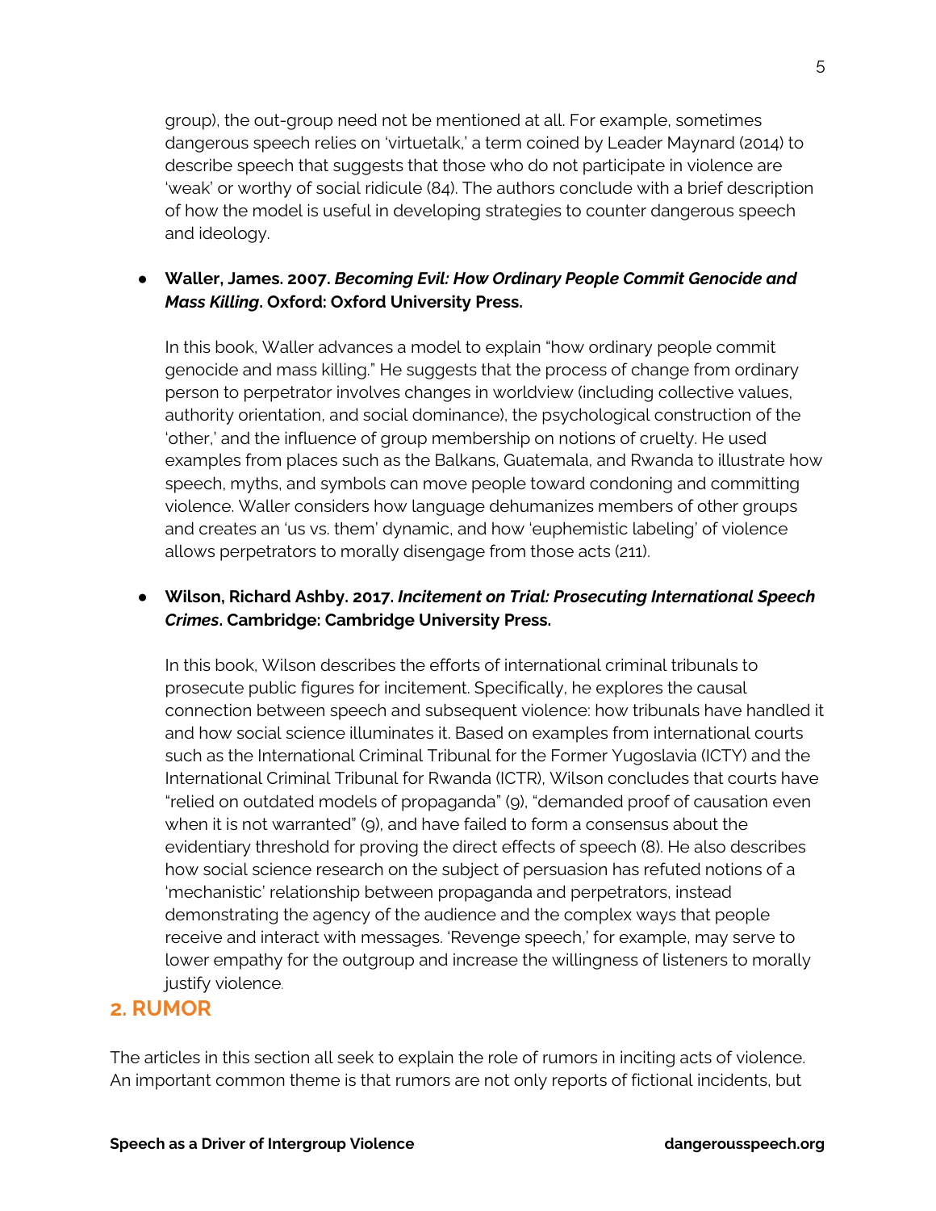group), the out-group need not be mentioned at all. For example, sometimes dangerous speech relies on 'virtuetalk,' a term coined by Leader Maynard (2014) to describe speech that suggests that those who do not participate in violence are 'weak' or worthy of social ridicule (84). The authors conclude with a brief description of how the model is useful in developing strategies to counter dangerous speech and ideology.

- **Waller, James. 2007. *Becoming Evil: How Ordinary People Commit Genocide and Mass Killing*. Oxford: Oxford University Press.**

  In this book, Waller advances a model to explain "how ordinary people commit genocide and mass killing." He suggests that the process of change from ordinary person to perpetrator involves changes in worldview (including collective values, authority orientation, and social dominance), the psychological construction of the 'other,' and the influence of group membership on notions of cruelty. He used examples from places such as the Balkans, Guatemala, and Rwanda to illustrate how speech, myths, and symbols can move people toward condoning and committing violence. Waller considers how language dehumanizes members of other groups and creates an 'us vs. them' dynamic, and how 'euphemistic labeling' of violence allows perpetrators to morally disengage from those acts (211).

- **Wilson, Richard Ashby. 2017. *Incitement on Trial: Prosecuting International Speech Crimes*. Cambridge: Cambridge University Press.**

  In this book, Wilson describes the efforts of international criminal tribunals to prosecute public figures for incitement. Specifically, he explores the causal connection between speech and subsequent violence: how tribunals have handled it and how social science illuminates it. Based on examples from international courts such as the International Criminal Tribunal for the Former Yugoslavia (ICTY) and the International Criminal Tribunal for Rwanda (ICTR), Wilson concludes that courts have "relied on outdated models of propaganda" (9), "demanded proof of causation even when it is not warranted" (9), and have failed to form a consensus about the evidentiary threshold for proving the direct effects of speech (8). He also describes how social science research on the subject of persuasion has refuted notions of a 'mechanistic' relationship between propaganda and perpetrators, instead demonstrating the agency of the audience and the complex ways that people receive and interact with messages. 'Revenge speech,' for example, may serve to lower empathy for the outgroup and increase the willingness of listeners to morally justify violence.

## 2. RUMOR

The articles in this section all seek to explain the role of rumors in inciting acts of violence. An important common theme is that rumors are not only reports of fictional incidents, but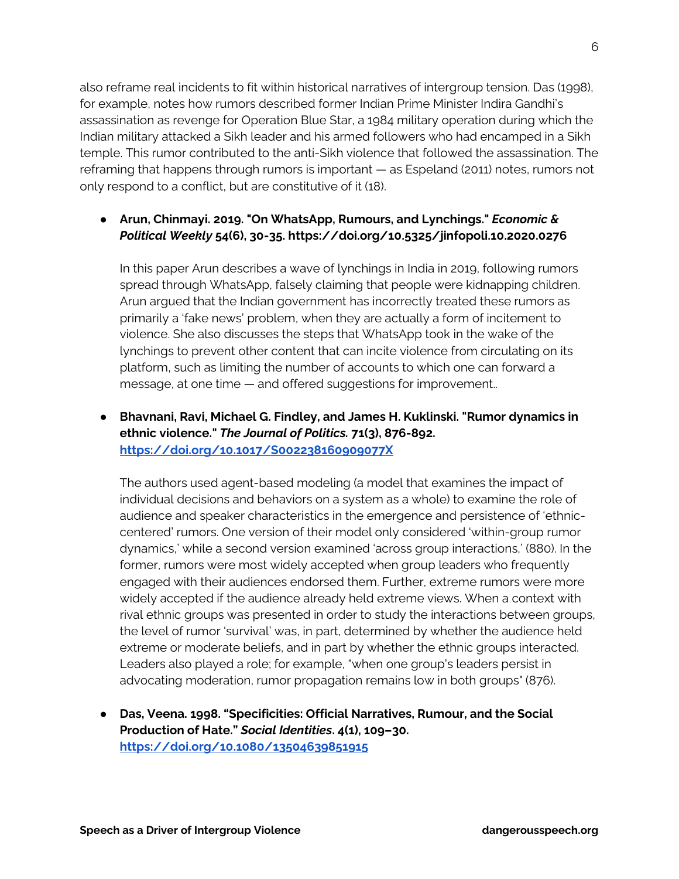also reframe real incidents to fit within historical narratives of intergroup tension. Das (1998), for example, notes how rumors described former Indian Prime Minister Indira Gandhi's assassination as revenge for Operation Blue Star, a 1984 military operation during which the Indian military attacked a Sikh leader and his armed followers who had encamped in a Sikh temple. This rumor contributed to the anti-Sikh violence that followed the assassination. The reframing that happens through rumors is important — as Espeland (2011) notes, rumors not only respond to a conflict, but are constitutive of it (18).

- **Arun, Chinmayi. 2019. "On WhatsApp, Rumours, and Lynchings."** ***Economic & Political Weekly*** **54(6), 30-35. https://doi.org/10.5325/jinfopoli.10.2020.0276**

  In this paper Arun describes a wave of lynchings in India in 2019, following rumors spread through WhatsApp, falsely claiming that people were kidnapping children. Arun argued that the Indian government has incorrectly treated these rumors as primarily a 'fake news' problem, when they are actually a form of incitement to violence. She also discusses the steps that WhatsApp took in the wake of the lynchings to prevent other content that can incite violence from circulating on its platform, such as limiting the number of accounts to which one can forward a message, at one time — and offered suggestions for improvement..

- **Bhavnani, Ravi, Michael G. Findley, and James H. Kuklinski. "Rumor dynamics in ethnic violence."** ***The Journal of Politics.*** **71(3), 876-892. https://doi.org/10.1017/S002238160909077X**

  The authors used agent-based modeling (a model that examines the impact of individual decisions and behaviors on a system as a whole) to examine the role of audience and speaker characteristics in the emergence and persistence of 'ethnic-centered' rumors. One version of their model only considered 'within-group rumor dynamics,' while a second version examined 'across group interactions,' (880). In the former, rumors were most widely accepted when group leaders who frequently engaged with their audiences endorsed them. Further, extreme rumors were more widely accepted if the audience already held extreme views. When a context with rival ethnic groups was presented in order to study the interactions between groups, the level of rumor 'survival' was, in part, determined by whether the audience held extreme or moderate beliefs, and in part by whether the ethnic groups interacted. Leaders also played a role; for example, "when one group's leaders persist in advocating moderation, rumor propagation remains low in both groups" (876).

- **Das, Veena. 1998. "Specificities: Official Narratives, Rumour, and the Social Production of Hate."** ***Social Identities*****. 4(1), 109–30. https://doi.org/10.1080/13504639851915**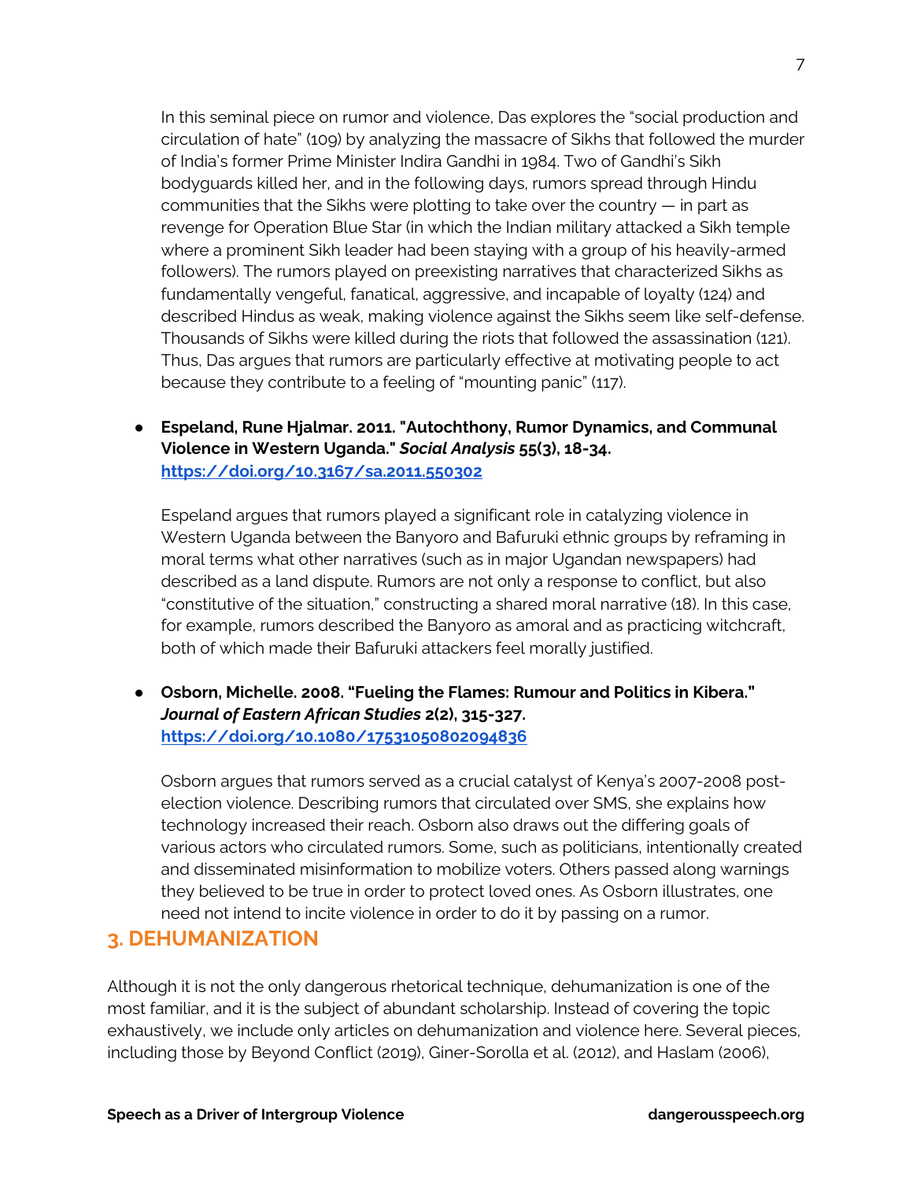In this seminal piece on rumor and violence, Das explores the "social production and circulation of hate" (109) by analyzing the massacre of Sikhs that followed the murder of India's former Prime Minister Indira Gandhi in 1984. Two of Gandhi's Sikh bodyguards killed her, and in the following days, rumors spread through Hindu communities that the Sikhs were plotting to take over the country — in part as revenge for Operation Blue Star (in which the Indian military attacked a Sikh temple where a prominent Sikh leader had been staying with a group of his heavily-armed followers). The rumors played on preexisting narratives that characterized Sikhs as fundamentally vengeful, fanatical, aggressive, and incapable of loyalty (124) and described Hindus as weak, making violence against the Sikhs seem like self-defense. Thousands of Sikhs were killed during the riots that followed the assassination (121). Thus, Das argues that rumors are particularly effective at motivating people to act because they contribute to a feeling of "mounting panic" (117).

- **Espeland, Rune Hjalmar. 2011. "Autochthony, Rumor Dynamics, and Communal Violence in Western Uganda."** ***Social Analysis*** **55(3), 18-34.** **https://doi.org/10.3167/sa.2011.550302**

  Espeland argues that rumors played a significant role in catalyzing violence in Western Uganda between the Banyoro and Bafuruki ethnic groups by reframing in moral terms what other narratives (such as in major Ugandan newspapers) had described as a land dispute. Rumors are not only a response to conflict, but also "constitutive of the situation," constructing a shared moral narrative (18). In this case, for example, rumors described the Banyoro as amoral and as practicing witchcraft, both of which made their Bafuruki attackers feel morally justified.

- **Osborn, Michelle. 2008. "Fueling the Flames: Rumour and Politics in Kibera."** ***Journal of Eastern African Studies*** **2(2), 315-327.** **https://doi.org/10.1080/17531050802094836**

  Osborn argues that rumors served as a crucial catalyst of Kenya's 2007-2008 post-election violence. Describing rumors that circulated over SMS, she explains how technology increased their reach. Osborn also draws out the differing goals of various actors who circulated rumors. Some, such as politicians, intentionally created and disseminated misinformation to mobilize voters. Others passed along warnings they believed to be true in order to protect loved ones. As Osborn illustrates, one need not intend to incite violence in order to do it by passing on a rumor.

## 3. DEHUMANIZATION

Although it is not the only dangerous rhetorical technique, dehumanization is one of the most familiar, and it is the subject of abundant scholarship. Instead of covering the topic exhaustively, we include only articles on dehumanization and violence here. Several pieces, including those by Beyond Conflict (2019), Giner-Sorolla et al. (2012), and Haslam (2006),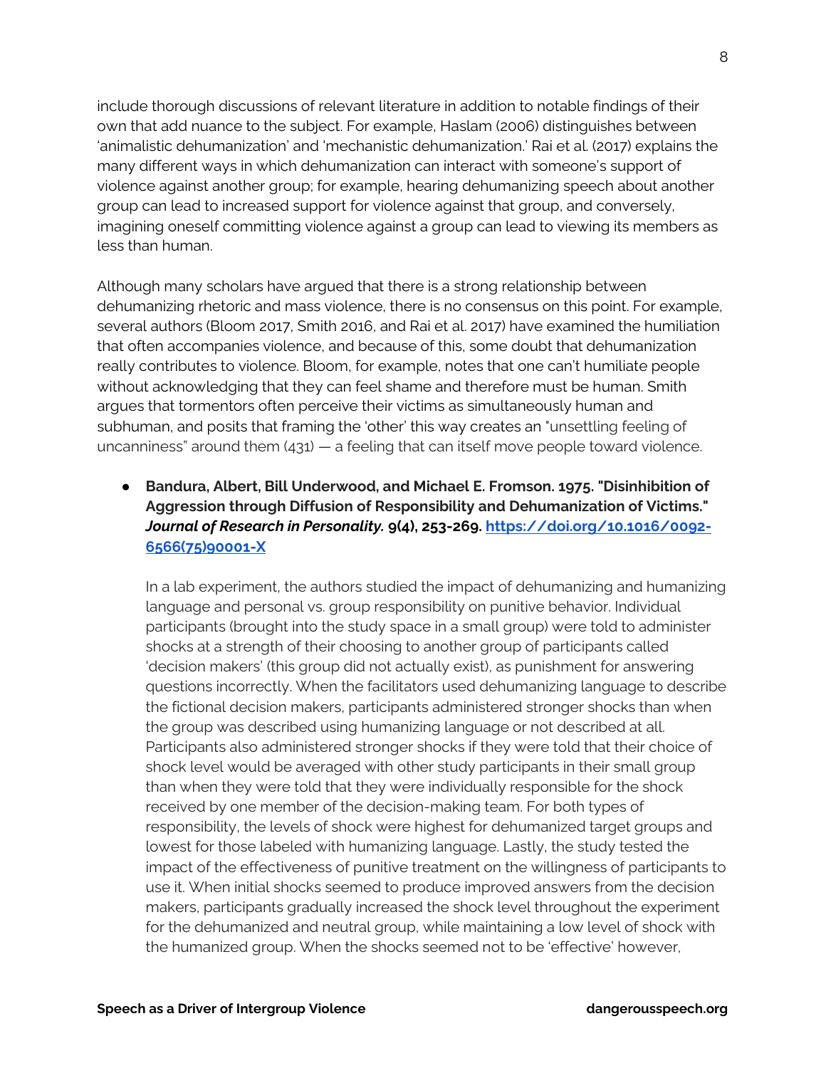include thorough discussions of relevant literature in addition to notable findings of their own that add nuance to the subject. For example, Haslam (2006) distinguishes between 'animalistic dehumanization' and 'mechanistic dehumanization.' Rai et al. (2017) explains the many different ways in which dehumanization can interact with someone's support of violence against another group; for example, hearing dehumanizing speech about another group can lead to increased support for violence against that group, and conversely, imagining oneself committing violence against a group can lead to viewing its members as less than human.

Although many scholars have argued that there is a strong relationship between dehumanizing rhetoric and mass violence, there is no consensus on this point. For example, several authors (Bloom 2017, Smith 2016, and Rai et al. 2017) have examined the humiliation that often accompanies violence, and because of this, some doubt that dehumanization really contributes to violence. Bloom, for example, notes that one can't humiliate people without acknowledging that they can feel shame and therefore must be human. Smith argues that tormentors often perceive their victims as simultaneously human and subhuman, and posits that framing the 'other' this way creates an "unsettling feeling of uncanniness" around them (431) — a feeling that can itself move people toward violence.

- **Bandura, Albert, Bill Underwood, and Michael E. Fromson. 1975. "Disinhibition of Aggression through Diffusion of Responsibility and Dehumanization of Victims."** ***Journal of Research in Personality.*** **9(4), 253-269. [https://doi.org/10.1016/0092-6566(75)90001-X](https://doi.org/10.1016/0092-6566(75)90001-X)**

  In a lab experiment, the authors studied the impact of dehumanizing and humanizing language and personal vs. group responsibility on punitive behavior. Individual participants (brought into the study space in a small group) were told to administer shocks at a strength of their choosing to another group of participants called 'decision makers' (this group did not actually exist), as punishment for answering questions incorrectly. When the facilitators used dehumanizing language to describe the fictional decision makers, participants administered stronger shocks than when the group was described using humanizing language or not described at all. Participants also administered stronger shocks if they were told that their choice of shock level would be averaged with other study participants in their small group than when they were told that they were individually responsible for the shock received by one member of the decision-making team. For both types of responsibility, the levels of shock were highest for dehumanized target groups and lowest for those labeled with humanizing language. Lastly, the study tested the impact of the effectiveness of punitive treatment on the willingness of participants to use it. When initial shocks seemed to produce improved answers from the decision makers, participants gradually increased the shock level throughout the experiment for the dehumanized and neutral group, while maintaining a low level of shock with the humanized group. When the shocks seemed not to be 'effective' however,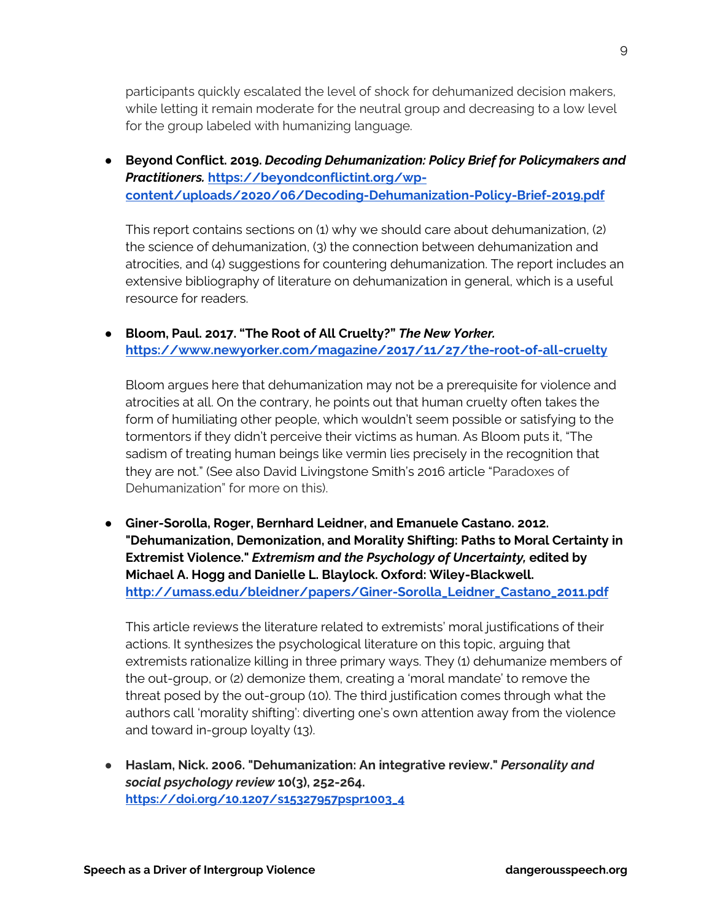participants quickly escalated the level of shock for dehumanized decision makers, while letting it remain moderate for the neutral group and decreasing to a low level for the group labeled with humanizing language.

- **Beyond Conflict. 2019. *Decoding Dehumanization: Policy Brief for Policymakers and Practitioners.* [https://beyondconflictint.org/wp-content/uploads/2020/06/Decoding-Dehumanization-Policy-Brief-2019.pdf](https://beyondconflictint.org/wp-content/uploads/2020/06/Decoding-Dehumanization-Policy-Brief-2019.pdf)**

  This report contains sections on (1) why we should care about dehumanization, (2) the science of dehumanization, (3) the connection between dehumanization and atrocities, and (4) suggestions for countering dehumanization. The report includes an extensive bibliography of literature on dehumanization in general, which is a useful resource for readers.

- **Bloom, Paul. 2017. "The Root of All Cruelty?" *The New Yorker.* [https://www.newyorker.com/magazine/2017/11/27/the-root-of-all-cruelty](https://www.newyorker.com/magazine/2017/11/27/the-root-of-all-cruelty)**

  Bloom argues here that dehumanization may not be a prerequisite for violence and atrocities at all. On the contrary, he points out that human cruelty often takes the form of humiliating other people, which wouldn't seem possible or satisfying to the tormentors if they didn't perceive their victims as human. As Bloom puts it, "The sadism of treating human beings like vermin lies precisely in the recognition that they are not." (See also David Livingstone Smith's 2016 article "Paradoxes of Dehumanization" for more on this).

- **Giner-Sorolla, Roger, Bernhard Leidner, and Emanuele Castano. 2012. "Dehumanization, Demonization, and Morality Shifting: Paths to Moral Certainty in Extremist Violence." *Extremism and the Psychology of Uncertainty,* edited by Michael A. Hogg and Danielle L. Blaylock. Oxford: Wiley-Blackwell. [http://umass.edu/bleidner/papers/Giner-Sorolla_Leidner_Castano_2011.pdf](http://umass.edu/bleidner/papers/Giner-Sorolla_Leidner_Castano_2011.pdf)**

  This article reviews the literature related to extremists' moral justifications of their actions. It synthesizes the psychological literature on this topic, arguing that extremists rationalize killing in three primary ways. They (1) dehumanize members of the out-group, or (2) demonize them, creating a 'moral mandate' to remove the threat posed by the out-group (10). The third justification comes through what the authors call 'morality shifting': diverting one's own attention away from the violence and toward in-group loyalty (13).

- **Haslam, Nick. 2006. "Dehumanization: An integrative review." *Personality and social psychology review* 10(3), 252-264. [https://doi.org/10.1207/s15327957pspr1003_4](https://doi.org/10.1207/s15327957pspr1003_4)**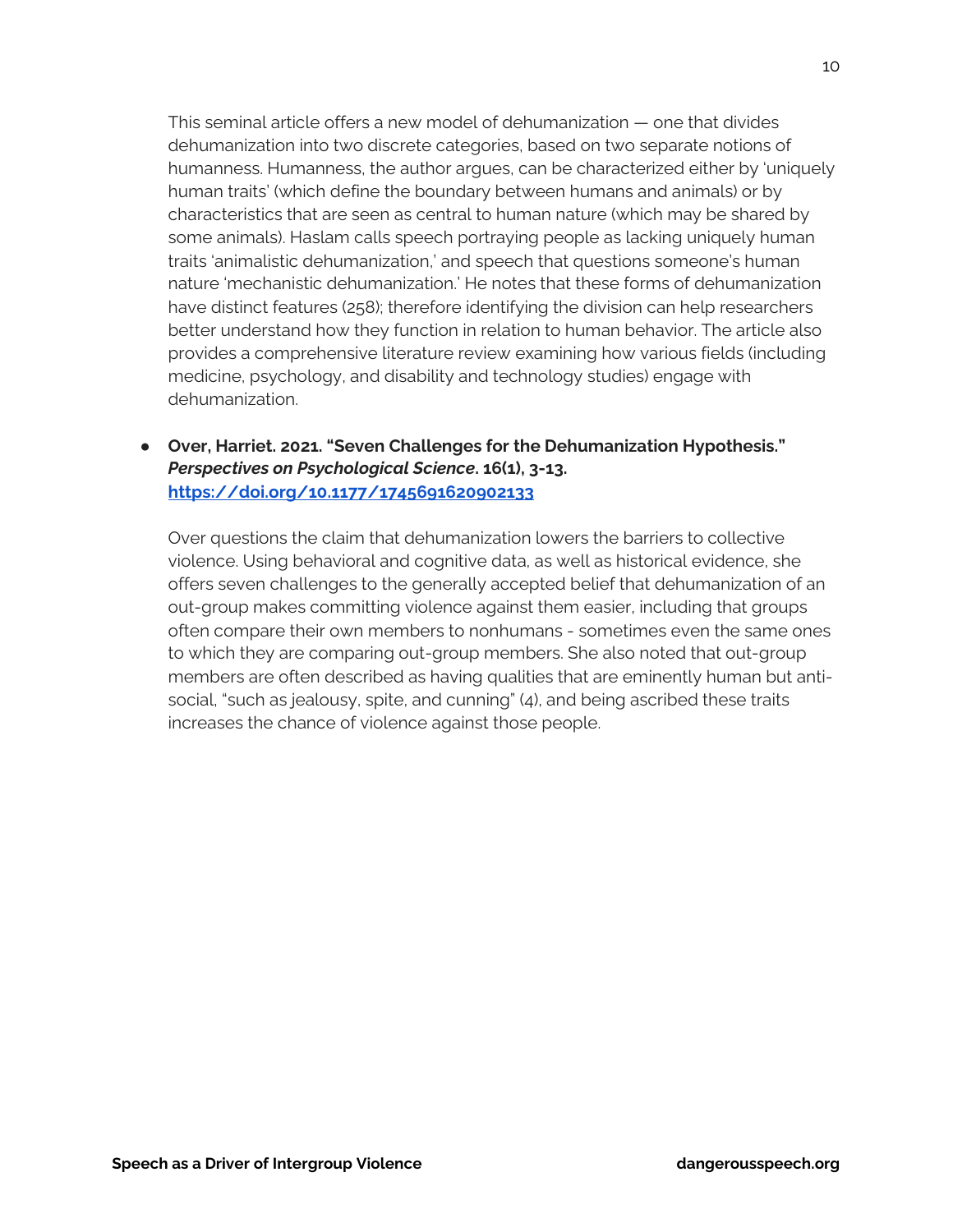This seminal article offers a new model of dehumanization — one that divides dehumanization into two discrete categories, based on two separate notions of humanness. Humanness, the author argues, can be characterized either by 'uniquely human traits' (which define the boundary between humans and animals) or by characteristics that are seen as central to human nature (which may be shared by some animals). Haslam calls speech portraying people as lacking uniquely human traits 'animalistic dehumanization,' and speech that questions someone's human nature 'mechanistic dehumanization.' He notes that these forms of dehumanization have distinct features (258); therefore identifying the division can help researchers better understand how they function in relation to human behavior. The article also provides a comprehensive literature review examining how various fields (including medicine, psychology, and disability and technology studies) engage with dehumanization.

- **Over, Harriet. 2021. "Seven Challenges for the Dehumanization Hypothesis."** ***Perspectives on Psychological Science*****. 16(1), 3-13.** **https://doi.org/10.1177/1745691620902133**

  Over questions the claim that dehumanization lowers the barriers to collective violence. Using behavioral and cognitive data, as well as historical evidence, she offers seven challenges to the generally accepted belief that dehumanization of an out-group makes committing violence against them easier, including that groups often compare their own members to nonhumans - sometimes even the same ones to which they are comparing out-group members. She also noted that out-group members are often described as having qualities that are eminently human but anti-social, "such as jealousy, spite, and cunning" (4), and being ascribed these traits increases the chance of violence against those people.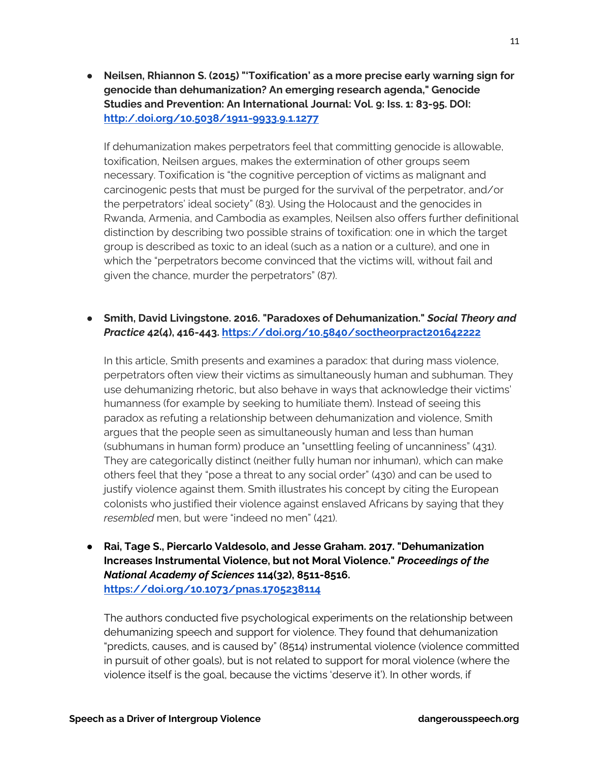- **Neilsen, Rhiannon S. (2015) "'Toxification' as a more precise early warning sign for genocide than dehumanization? An emerging research agenda," Genocide Studies and Prevention: An International Journal: Vol. 9: Iss. 1: 83-95. DOI: [http:/.doi.org/10.5038/1911-9933.9.1.1277](http:/.doi.org/10.5038/1911-9933.9.1.1277)**

  If dehumanization makes perpetrators feel that committing genocide is allowable, toxification, Neilsen argues, makes the extermination of other groups seem necessary. Toxification is "the cognitive perception of victims as malignant and carcinogenic pests that must be purged for the survival of the perpetrator, and/or the perpetrators' ideal society" (83). Using the Holocaust and the genocides in Rwanda, Armenia, and Cambodia as examples, Neilsen also offers further definitional distinction by describing two possible strains of toxification: one in which the target group is described as toxic to an ideal (such as a nation or a culture), and one in which the "perpetrators become convinced that the victims will, without fail and given the chance, murder the perpetrators" (87).

- **Smith, David Livingstone. 2016. "Paradoxes of Dehumanization." *Social Theory and Practice* 42(4), 416-443. [https://doi.org/10.5840/soctheorpract201642222](https://doi.org/10.5840/soctheorpract201642222)**

  In this article, Smith presents and examines a paradox: that during mass violence, perpetrators often view their victims as simultaneously human and subhuman. They use dehumanizing rhetoric, but also behave in ways that acknowledge their victims' humanness (for example by seeking to humiliate them). Instead of seeing this paradox as refuting a relationship between dehumanization and violence, Smith argues that the people seen as simultaneously human and less than human (subhumans in human form) produce an "unsettling feeling of uncanniness" (431). They are categorically distinct (neither fully human nor inhuman), which can make others feel that they "pose a threat to any social order" (430) and can be used to justify violence against them. Smith illustrates his concept by citing the European colonists who justified their violence against enslaved Africans by saying that they *resembled* men, but were "indeed no men" (421).

- **Rai, Tage S., Piercarlo Valdesolo, and Jesse Graham. 2017. "Dehumanization Increases Instrumental Violence, but not Moral Violence." *Proceedings of the National Academy of Sciences* 114(32), 8511-8516. [https://doi.org/10.1073/pnas.1705238114](https://doi.org/10.1073/pnas.1705238114)**

  The authors conducted five psychological experiments on the relationship between dehumanizing speech and support for violence. They found that dehumanization "predicts, causes, and is caused by" (8514) instrumental violence (violence committed in pursuit of other goals), but is not related to support for moral violence (where the violence itself is the goal, because the victims 'deserve it'). In other words, if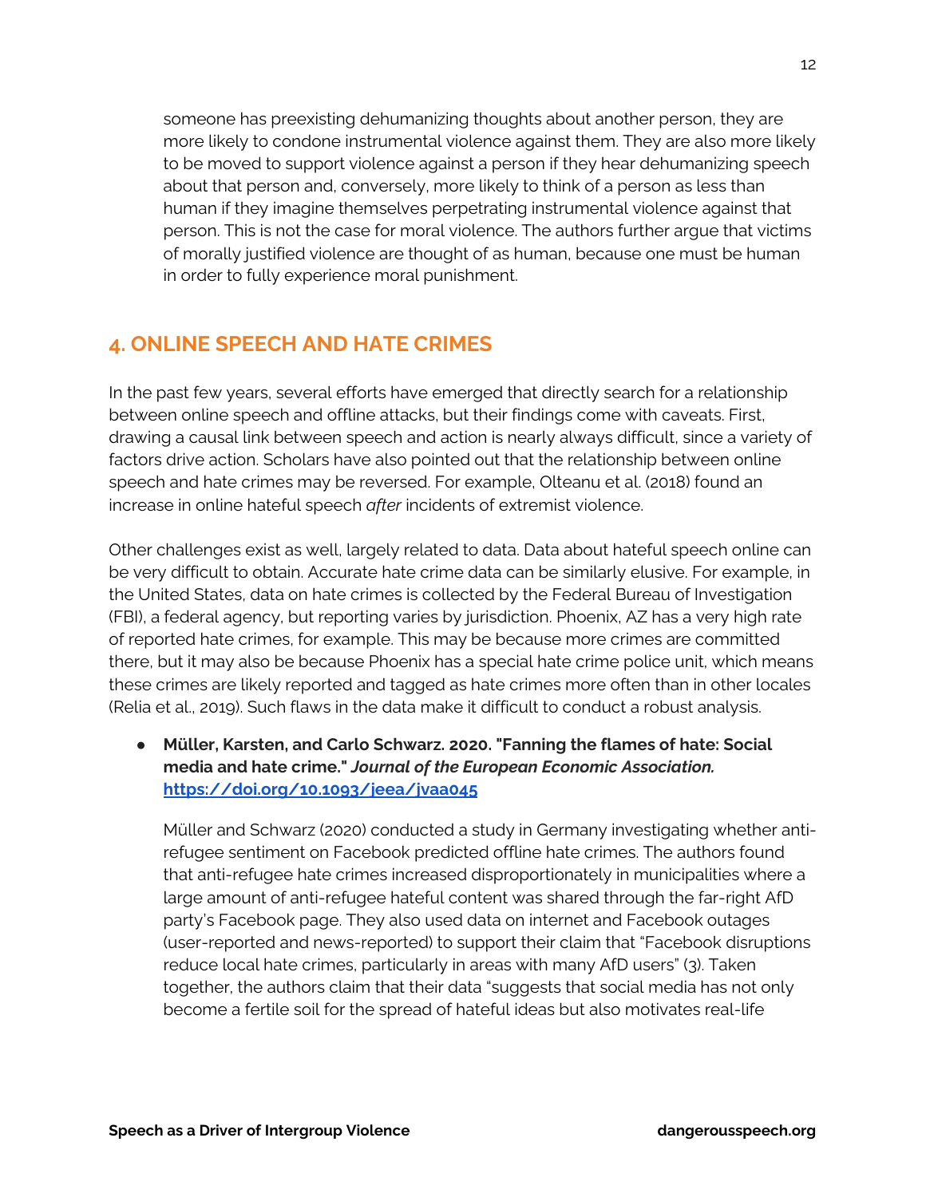someone has preexisting dehumanizing thoughts about another person, they are more likely to condone instrumental violence against them. They are also more likely to be moved to support violence against a person if they hear dehumanizing speech about that person and, conversely, more likely to think of a person as less than human if they imagine themselves perpetrating instrumental violence against that person. This is not the case for moral violence. The authors further argue that victims of morally justified violence are thought of as human, because one must be human in order to fully experience moral punishment.

## 4. ONLINE SPEECH AND HATE CRIMES

In the past few years, several efforts have emerged that directly search for a relationship between online speech and offline attacks, but their findings come with caveats. First, drawing a causal link between speech and action is nearly always difficult, since a variety of factors drive action. Scholars have also pointed out that the relationship between online speech and hate crimes may be reversed. For example, Olteanu et al. (2018) found an increase in online hateful speech *after* incidents of extremist violence.

Other challenges exist as well, largely related to data. Data about hateful speech online can be very difficult to obtain. Accurate hate crime data can be similarly elusive. For example, in the United States, data on hate crimes is collected by the Federal Bureau of Investigation (FBI), a federal agency, but reporting varies by jurisdiction. Phoenix, AZ has a very high rate of reported hate crimes, for example. This may be because more crimes are committed there, but it may also be because Phoenix has a special hate crime police unit, which means these crimes are likely reported and tagged as hate crimes more often than in other locales (Relia et al., 2019). Such flaws in the data make it difficult to conduct a robust analysis.

- **Müller, Karsten, and Carlo Schwarz. 2020. "Fanning the flames of hate: Social media and hate crime."** ***Journal of the European Economic Association.*** **[https://doi.org/10.1093/jeea/jvaa045](https://doi.org/10.1093/jeea/jvaa045)**

  Müller and Schwarz (2020) conducted a study in Germany investigating whether anti-refugee sentiment on Facebook predicted offline hate crimes. The authors found that anti-refugee hate crimes increased disproportionately in municipalities where a large amount of anti-refugee hateful content was shared through the far-right AfD party's Facebook page. They also used data on internet and Facebook outages (user-reported and news-reported) to support their claim that "Facebook disruptions reduce local hate crimes, particularly in areas with many AfD users" (3). Taken together, the authors claim that their data "suggests that social media has not only become a fertile soil for the spread of hateful ideas but also motivates real-life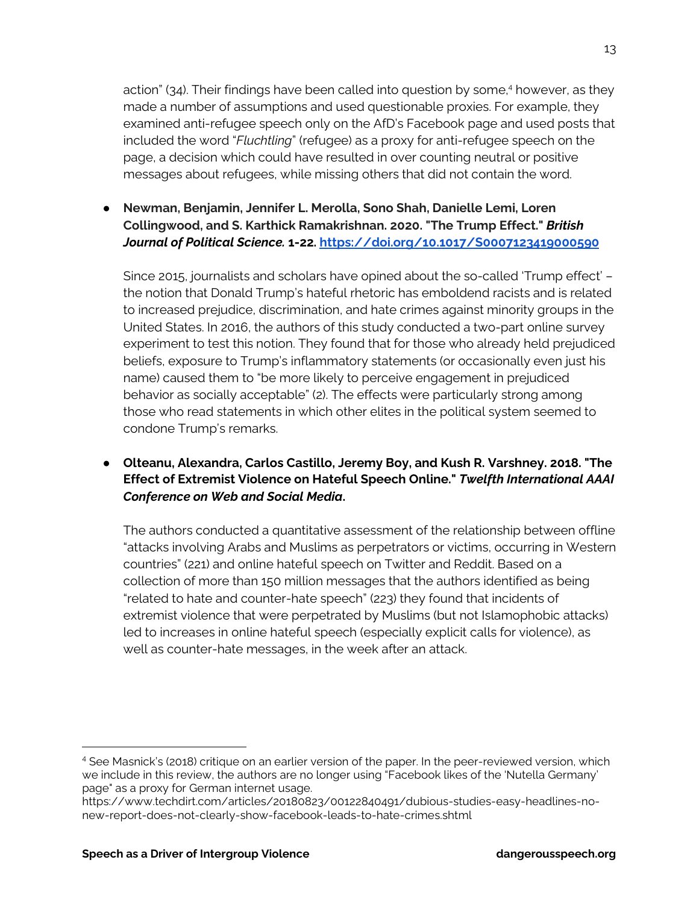action" (34). Their findings have been called into question by some,[4] however, as they made a number of assumptions and used questionable proxies. For example, they examined anti-refugee speech only on the AfD's Facebook page and used posts that included the word "*Fluchtling*" (refugee) as a proxy for anti-refugee speech on the page, a decision which could have resulted in over counting neutral or positive messages about refugees, while missing others that did not contain the word.

- **Newman, Benjamin, Jennifer L. Merolla, Sono Shah, Danielle Lemi, Loren Collingwood, and S. Karthick Ramakrishnan. 2020. "The Trump Effect."** ***British Journal of Political Science.*** **1-22.** **[https://doi.org/10.1017/S0007123419000590](https://doi.org/10.1017/S0007123419000590)**

  Since 2015, journalists and scholars have opined about the so-called 'Trump effect' – the notion that Donald Trump's hateful rhetoric has emboldend racists and is related to increased prejudice, discrimination, and hate crimes against minority groups in the United States. In 2016, the authors of this study conducted a two-part online survey experiment to test this notion. They found that for those who already held prejudiced beliefs, exposure to Trump's inflammatory statements (or occasionally even just his name) caused them to "be more likely to perceive engagement in prejudiced behavior as socially acceptable" (2). The effects were particularly strong among those who read statements in which other elites in the political system seemed to condone Trump's remarks.

- **Olteanu, Alexandra, Carlos Castillo, Jeremy Boy, and Kush R. Varshney. 2018. "The Effect of Extremist Violence on Hateful Speech Online."** ***Twelfth International AAAI Conference on Web and Social Media*****.**

  The authors conducted a quantitative assessment of the relationship between offline "attacks involving Arabs and Muslims as perpetrators or victims, occurring in Western countries" (221) and online hateful speech on Twitter and Reddit. Based on a collection of more than 150 million messages that the authors identified as being "related to hate and counter-hate speech" (223) they found that incidents of extremist violence that were perpetrated by Muslims (but not Islamophobic attacks) led to increases in online hateful speech (especially explicit calls for violence), as well as counter-hate messages, in the week after an attack.

---

[4] See Masnick's (2018) critique on an earlier version of the paper. In the peer-reviewed version, which we include in this review, the authors are no longer using "Facebook likes of the 'Nutella Germany' page" as a proxy for German internet usage.
https://www.techdirt.com/articles/20180823/00122840491/dubious-studies-easy-headlines-no-new-report-does-not-clearly-show-facebook-leads-to-hate-crimes.shtml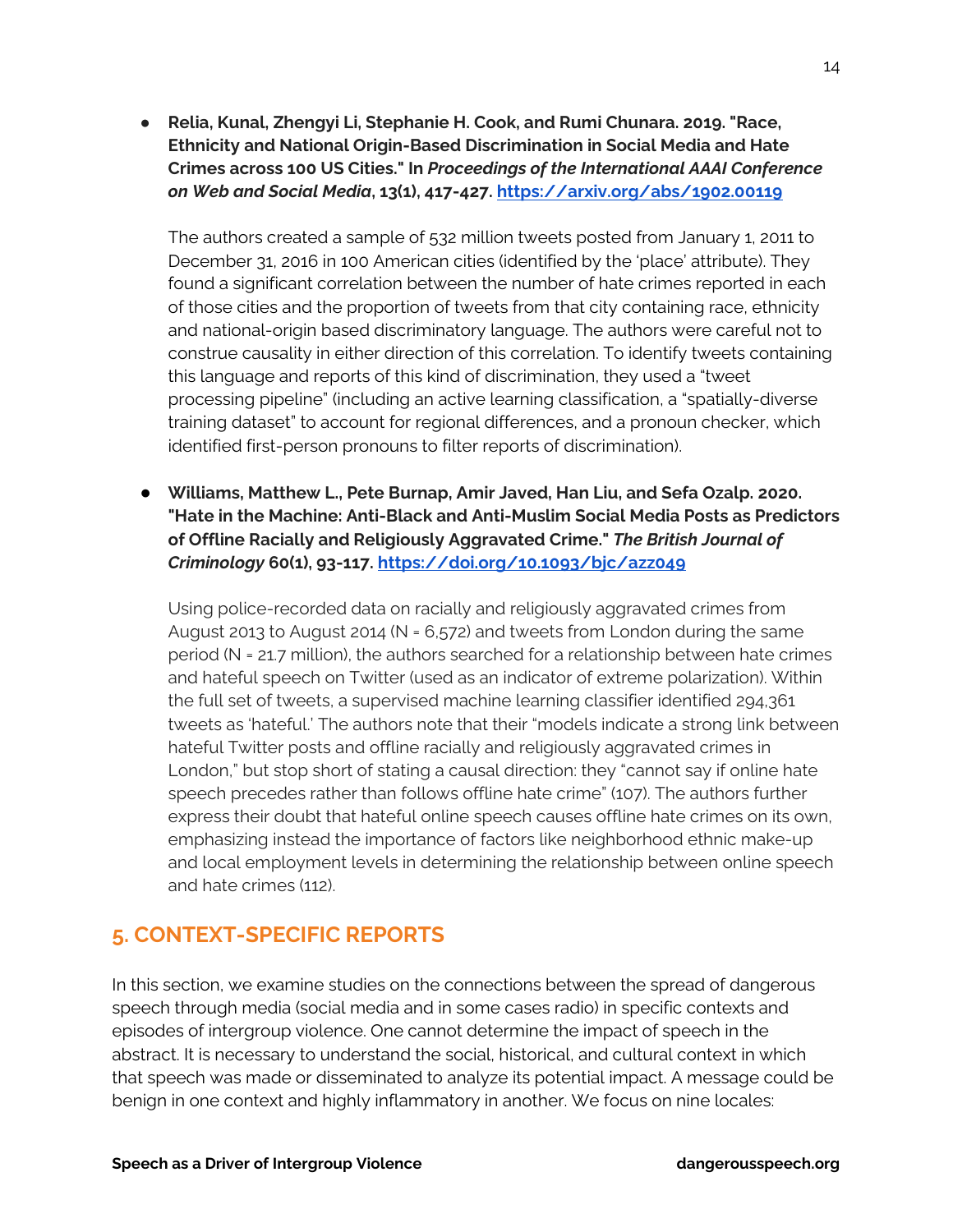- **Relia, Kunal, Zhengyi Li, Stephanie H. Cook, and Rumi Chunara. 2019. "Race, Ethnicity and National Origin-Based Discrimination in Social Media and Hate Crimes across 100 US Cities." In *Proceedings of the International AAAI Conference on Web and Social Media*, 13(1), 417-427. https://arxiv.org/abs/1902.00119**

  The authors created a sample of 532 million tweets posted from January 1, 2011 to December 31, 2016 in 100 American cities (identified by the 'place' attribute). They found a significant correlation between the number of hate crimes reported in each of those cities and the proportion of tweets from that city containing race, ethnicity and national-origin based discriminatory language. The authors were careful not to construe causality in either direction of this correlation. To identify tweets containing this language and reports of this kind of discrimination, they used a "tweet processing pipeline" (including an active learning classification, a "spatially-diverse training dataset" to account for regional differences, and a pronoun checker, which identified first-person pronouns to filter reports of discrimination).

- **Williams, Matthew L., Pete Burnap, Amir Javed, Han Liu, and Sefa Ozalp. 2020. "Hate in the Machine: Anti-Black and Anti-Muslim Social Media Posts as Predictors of Offline Racially and Religiously Aggravated Crime." *The British Journal of Criminology* 60(1), 93-117. https://doi.org/10.1093/bjc/azz049**

  Using police-recorded data on racially and religiously aggravated crimes from August 2013 to August 2014 (N = 6,572) and tweets from London during the same period (N = 21.7 million), the authors searched for a relationship between hate crimes and hateful speech on Twitter (used as an indicator of extreme polarization). Within the full set of tweets, a supervised machine learning classifier identified 294,361 tweets as 'hateful.' The authors note that their "models indicate a strong link between hateful Twitter posts and offline racially and religiously aggravated crimes in London," but stop short of stating a causal direction: they "cannot say if online hate speech precedes rather than follows offline hate crime" (107). The authors further express their doubt that hateful online speech causes offline hate crimes on its own, emphasizing instead the importance of factors like neighborhood ethnic make-up and local employment levels in determining the relationship between online speech and hate crimes (112).

## 5. CONTEXT-SPECIFIC REPORTS

In this section, we examine studies on the connections between the spread of dangerous speech through media (social media and in some cases radio) in specific contexts and episodes of intergroup violence. One cannot determine the impact of speech in the abstract. It is necessary to understand the social, historical, and cultural context in which that speech was made or disseminated to analyze its potential impact. A message could be benign in one context and highly inflammatory in another. We focus on nine locales: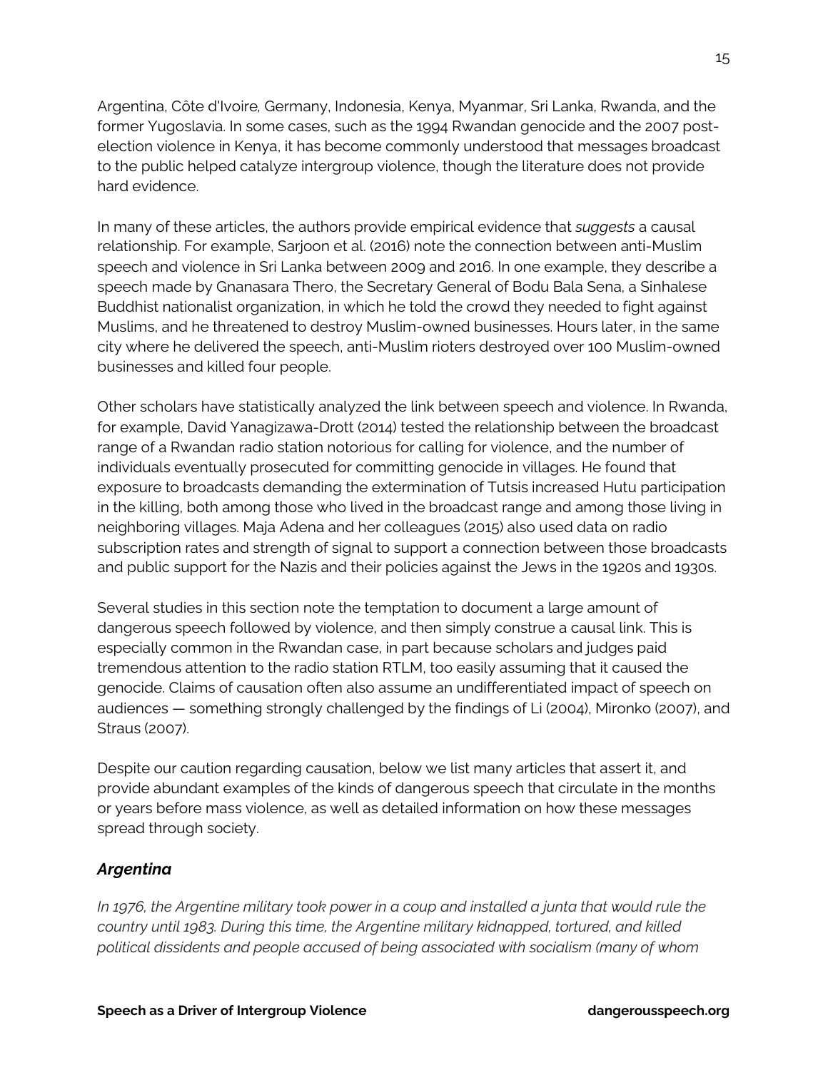Argentina, Côte d'Ivoire, Germany, Indonesia, Kenya, Myanmar, Sri Lanka, Rwanda, and the former Yugoslavia. In some cases, such as the 1994 Rwandan genocide and the 2007 post-election violence in Kenya, it has become commonly understood that messages broadcast to the public helped catalyze intergroup violence, though the literature does not provide hard evidence.

In many of these articles, the authors provide empirical evidence that *suggests* a causal relationship. For example, Sarjoon et al. (2016) note the connection between anti-Muslim speech and violence in Sri Lanka between 2009 and 2016. In one example, they describe a speech made by Gnanasara Thero, the Secretary General of Bodu Bala Sena, a Sinhalese Buddhist nationalist organization, in which he told the crowd they needed to fight against Muslims, and he threatened to destroy Muslim-owned businesses. Hours later, in the same city where he delivered the speech, anti-Muslim rioters destroyed over 100 Muslim-owned businesses and killed four people.

Other scholars have statistically analyzed the link between speech and violence. In Rwanda, for example, David Yanagizawa-Drott (2014) tested the relationship between the broadcast range of a Rwandan radio station notorious for calling for violence, and the number of individuals eventually prosecuted for committing genocide in villages. He found that exposure to broadcasts demanding the extermination of Tutsis increased Hutu participation in the killing, both among those who lived in the broadcast range and among those living in neighboring villages. Maja Adena and her colleagues (2015) also used data on radio subscription rates and strength of signal to support a connection between those broadcasts and public support for the Nazis and their policies against the Jews in the 1920s and 1930s.

Several studies in this section note the temptation to document a large amount of dangerous speech followed by violence, and then simply construe a causal link. This is especially common in the Rwandan case, in part because scholars and judges paid tremendous attention to the radio station RTLM, too easily assuming that it caused the genocide. Claims of causation often also assume an undifferentiated impact of speech on audiences — something strongly challenged by the findings of Li (2004), Mironko (2007), and Straus (2007).

Despite our caution regarding causation, below we list many articles that assert it, and provide abundant examples of the kinds of dangerous speech that circulate in the months or years before mass violence, as well as detailed information on how these messages spread through society.

### *Argentina*

*In 1976, the Argentine military took power in a coup and installed a junta that would rule the country until 1983. During this time, the Argentine military kidnapped, tortured, and killed political dissidents and people accused of being associated with socialism (many of whom*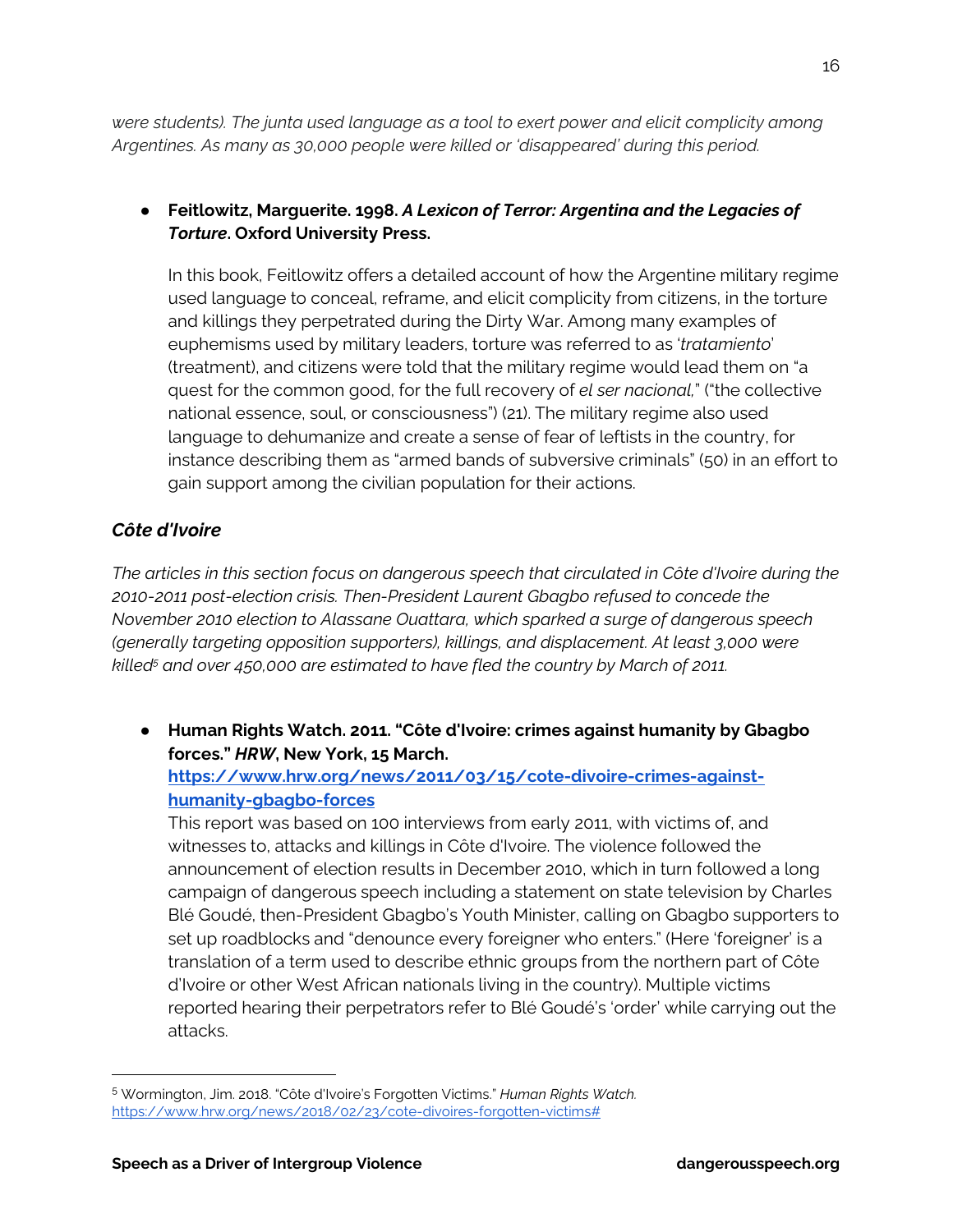*were students). The junta used language as a tool to exert power and elicit complicity among Argentines. As many as 30,000 people were killed or 'disappeared' during this period.*

- **Feitlowitz, Marguerite. 1998. *A Lexicon of Terror: Argentina and the Legacies of Torture*. Oxford University Press.**

  In this book, Feitlowitz offers a detailed account of how the Argentine military regime used language to conceal, reframe, and elicit complicity from citizens, in the torture and killings they perpetrated during the Dirty War. Among many examples of euphemisms used by military leaders, torture was referred to as '*tratamiento*' (treatment), and citizens were told that the military regime would lead them on "a quest for the common good, for the full recovery of *el ser nacional*," ("the collective national essence, soul, or consciousness") (21). The military regime also used language to dehumanize and create a sense of fear of leftists in the country, for instance describing them as "armed bands of subversive criminals" (50) in an effort to gain support among the civilian population for their actions.

### *Côte d'Ivoire*

*The articles in this section focus on dangerous speech that circulated in Côte d'Ivoire during the 2010-2011 post-election crisis. Then-President Laurent Gbagbo refused to concede the November 2010 election to Alassane Ouattara, which sparked a surge of dangerous speech (generally targeting opposition supporters), killings, and displacement. At least 3,000 were killed[5] and over 450,000 are estimated to have fled the country by March of 2011.*

- **Human Rights Watch. 2011. "Côte d'Ivoire: crimes against humanity by Gbagbo forces." *HRW*, New York, 15 March.**
  **[https://www.hrw.org/news/2011/03/15/cote-divoire-crimes-against-humanity-gbagbo-forces](https://www.hrw.org/news/2011/03/15/cote-divoire-crimes-against-humanity-gbagbo-forces)**
  This report was based on 100 interviews from early 2011, with victims of, and witnesses to, attacks and killings in Côte d'Ivoire. The violence followed the announcement of election results in December 2010, which in turn followed a long campaign of dangerous speech including a statement on state television by Charles Blé Goudé, then-President Gbagbo's Youth Minister, calling on Gbagbo supporters to set up roadblocks and "denounce every foreigner who enters." (Here 'foreigner' is a translation of a term used to describe ethnic groups from the northern part of Côte d'Ivoire or other West African nationals living in the country). Multiple victims reported hearing their perpetrators refer to Blé Goudé's 'order' while carrying out the attacks.

---

[5] Wormington, Jim. 2018. "Côte d'Ivoire's Forgotten Victims." *Human Rights Watch.* [https://www.hrw.org/news/2018/02/23/cote-divoires-forgotten-victims#](https://www.hrw.org/news/2018/02/23/cote-divoires-forgotten-victims#)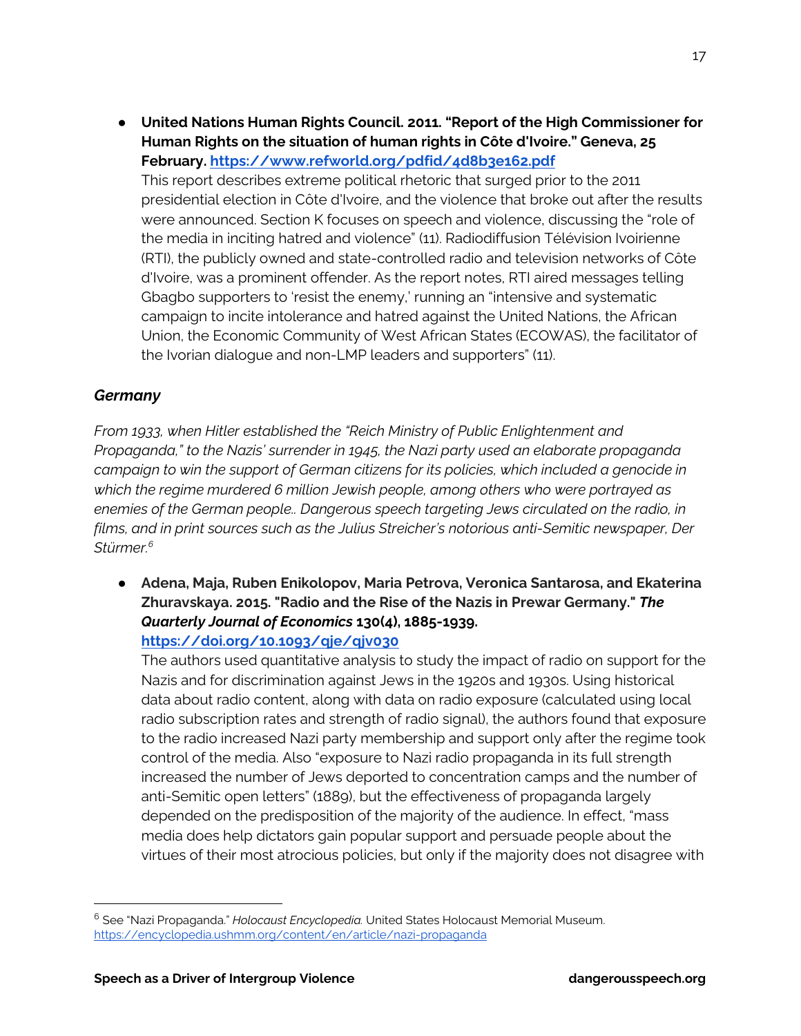- **United Nations Human Rights Council. 2011. "Report of the High Commissioner for Human Rights on the situation of human rights in Côte d'Ivoire." Geneva, 25 February. https://www.refworld.org/pdfid/4d8b3e162.pdf**
  This report describes extreme political rhetoric that surged prior to the 2011 presidential election in Côte d'Ivoire, and the violence that broke out after the results were announced. Section K focuses on speech and violence, discussing the "role of the media in inciting hatred and violence" (11). Radiodiffusion Télévision Ivoirienne (RTI), the publicly owned and state-controlled radio and television networks of Côte d'Ivoire, was a prominent offender. As the report notes, RTI aired messages telling Gbagbo supporters to 'resist the enemy,' running an "intensive and systematic campaign to incite intolerance and hatred against the United Nations, the African Union, the Economic Community of West African States (ECOWAS), the facilitator of the Ivorian dialogue and non-LMP leaders and supporters" (11).

### *Germany*

*From 1933, when Hitler established the "Reich Ministry of Public Enlightenment and Propaganda," to the Nazis' surrender in 1945, the Nazi party used an elaborate propaganda campaign to win the support of German citizens for its policies, which included a genocide in which the regime murdered 6 million Jewish people, among others who were portrayed as enemies of the German people.. Dangerous speech targeting Jews circulated on the radio, in films, and in print sources such as the Julius Streicher's notorious anti-Semitic newspaper, Der Stürmer.*[6]

- **Adena, Maja, Ruben Enikolopov, Maria Petrova, Veronica Santarosa, and Ekaterina Zhuravskaya. 2015. "Radio and the Rise of the Nazis in Prewar Germany."** ***The Quarterly Journal of Economics*** **130(4), 1885-1939. https://doi.org/10.1093/qje/qjv030**
  The authors used quantitative analysis to study the impact of radio on support for the Nazis and for discrimination against Jews in the 1920s and 1930s. Using historical data about radio content, along with data on radio exposure (calculated using local radio subscription rates and strength of radio signal), the authors found that exposure to the radio increased Nazi party membership and support only after the regime took control of the media. Also "exposure to Nazi radio propaganda in its full strength increased the number of Jews deported to concentration camps and the number of anti-Semitic open letters" (1889), but the effectiveness of propaganda largely depended on the predisposition of the majority of the audience. In effect, "mass media does help dictators gain popular support and persuade people about the virtues of their most atrocious policies, but only if the majority does not disagree with

---

[6] See "Nazi Propaganda." *Holocaust Encyclopedia.* United States Holocaust Memorial Museum. https://encyclopedia.ushmm.org/content/en/article/nazi-propaganda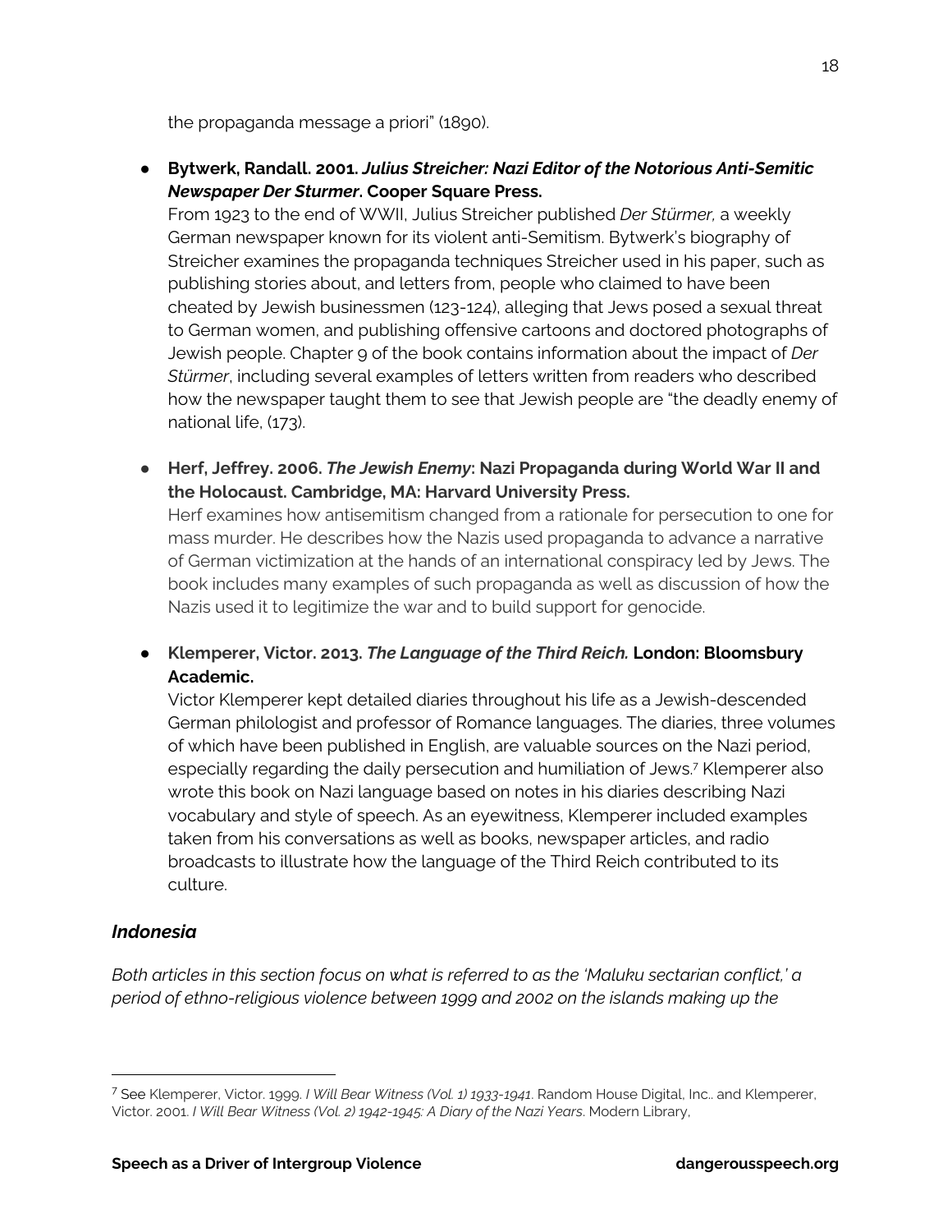the propaganda message a priori" (1890).

- **Bytwerk, Randall. 2001. *Julius Streicher: Nazi Editor of the Notorious Anti-Semitic Newspaper Der Sturmer*. Cooper Square Press.**
  From 1923 to the end of WWII, Julius Streicher published *Der Stürmer,* a weekly German newspaper known for its violent anti-Semitism. Bytwerk's biography of Streicher examines the propaganda techniques Streicher used in his paper, such as publishing stories about, and letters from, people who claimed to have been cheated by Jewish businessmen (123-124), alleging that Jews posed a sexual threat to German women, and publishing offensive cartoons and doctored photographs of Jewish people. Chapter 9 of the book contains information about the impact of *Der Stürmer*, including several examples of letters written from readers who described how the newspaper taught them to see that Jewish people are "the deadly enemy of national life, (173).

- **Herf, Jeffrey. 2006. *The Jewish Enemy*: Nazi Propaganda during World War II and the Holocaust. Cambridge, MA: Harvard University Press.**
  Herf examines how antisemitism changed from a rationale for persecution to one for mass murder. He describes how the Nazis used propaganda to advance a narrative of German victimization at the hands of an international conspiracy led by Jews. The book includes many examples of such propaganda as well as discussion of how the Nazis used it to legitimize the war and to build support for genocide.

- **Klemperer, Victor. 2013. *The Language of the Third Reich.* London: Bloomsbury Academic.**
  Victor Klemperer kept detailed diaries throughout his life as a Jewish-descended German philologist and professor of Romance languages. The diaries, three volumes of which have been published in English, are valuable sources on the Nazi period, especially regarding the daily persecution and humiliation of Jews.[7] Klemperer also wrote this book on Nazi language based on notes in his diaries describing Nazi vocabulary and style of speech. As an eyewitness, Klemperer included examples taken from his conversations as well as books, newspaper articles, and radio broadcasts to illustrate how the language of the Third Reich contributed to its culture.

### *Indonesia*

*Both articles in this section focus on what is referred to as the 'Maluku sectarian conflict,' a period of ethno-religious violence between 1999 and 2002 on the islands making up the*

---

[7] See Klemperer, Victor. 1999. *I Will Bear Witness (Vol. 1) 1933-1941*. Random House Digital, Inc.. and Klemperer, Victor. 2001. *I Will Bear Witness (Vol. 2) 1942-1945: A Diary of the Nazi Years*. Modern Library,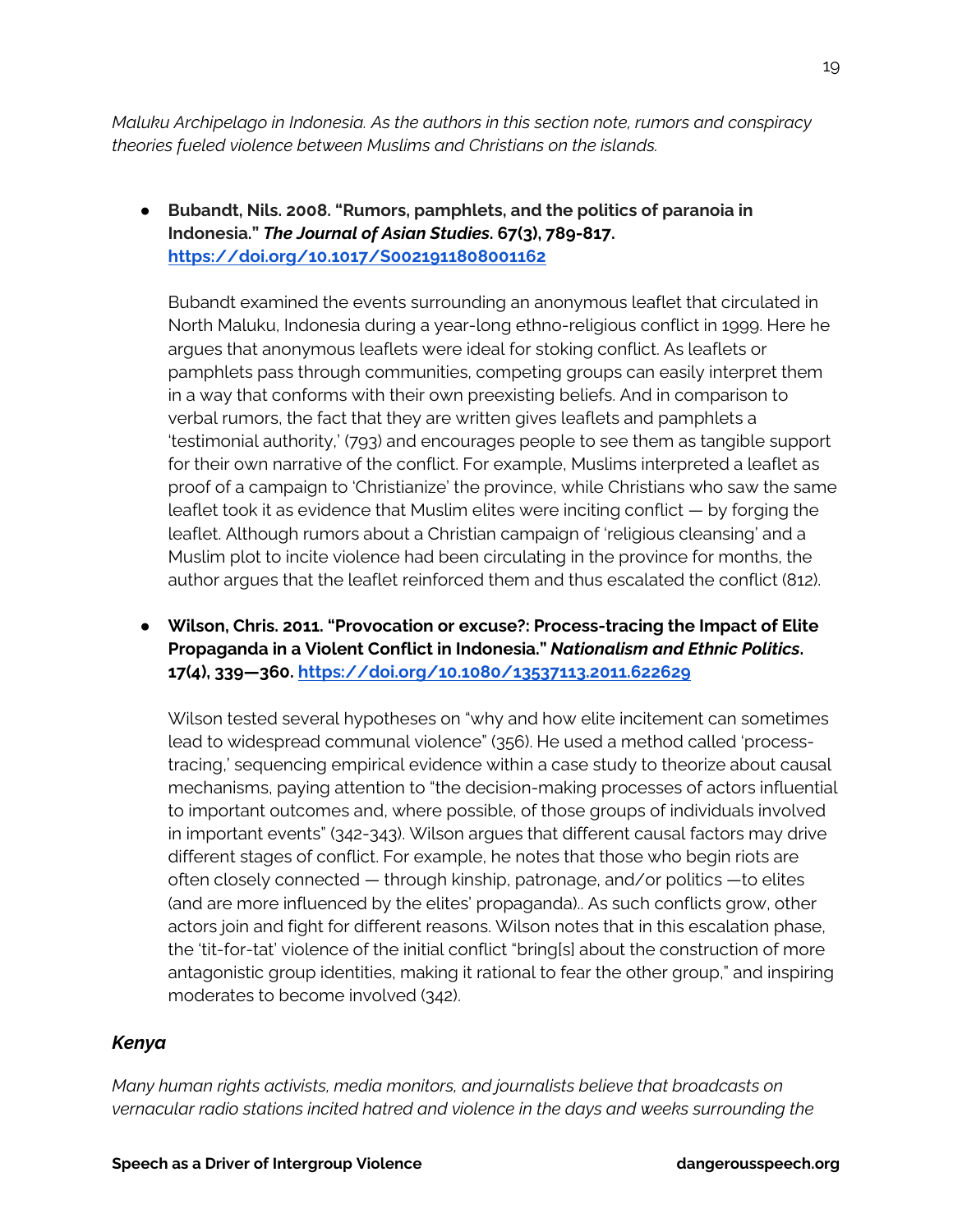*Maluku Archipelago in Indonesia. As the authors in this section note, rumors and conspiracy theories fueled violence between Muslims and Christians on the islands.*

- **Bubandt, Nils. 2008. "Rumors, pamphlets, and the politics of paranoia in Indonesia."** ***The Journal of Asian Studies*****. 67(3), 789-817.** **https://doi.org/10.1017/S0021911808001162**

  Bubandt examined the events surrounding an anonymous leaflet that circulated in North Maluku, Indonesia during a year-long ethno-religious conflict in 1999. Here he argues that anonymous leaflets were ideal for stoking conflict. As leaflets or pamphlets pass through communities, competing groups can easily interpret them in a way that conforms with their own preexisting beliefs. And in comparison to verbal rumors, the fact that they are written gives leaflets and pamphlets a 'testimonial authority,' (793) and encourages people to see them as tangible support for their own narrative of the conflict. For example, Muslims interpreted a leaflet as proof of a campaign to 'Christianize' the province, while Christians who saw the same leaflet took it as evidence that Muslim elites were inciting conflict — by forging the leaflet. Although rumors about a Christian campaign of 'religious cleansing' and a Muslim plot to incite violence had been circulating in the province for months, the author argues that the leaflet reinforced them and thus escalated the conflict (812).

- **Wilson, Chris. 2011. "Provocation or excuse?: Process-tracing the Impact of Elite Propaganda in a Violent Conflict in Indonesia."** ***Nationalism and Ethnic Politics*****. 17(4), 339—360.** **https://doi.org/10.1080/13537113.2011.622629**

  Wilson tested several hypotheses on "why and how elite incitement can sometimes lead to widespread communal violence" (356). He used a method called 'process-tracing,' sequencing empirical evidence within a case study to theorize about causal mechanisms, paying attention to "the decision-making processes of actors influential to important outcomes and, where possible, of those groups of individuals involved in important events" (342-343). Wilson argues that different causal factors may drive different stages of conflict. For example, he notes that those who begin riots are often closely connected — through kinship, patronage, and/or politics —to elites (and are more influenced by the elites' propaganda).. As such conflicts grow, other actors join and fight for different reasons. Wilson notes that in this escalation phase, the 'tit-for-tat' violence of the initial conflict "bring[s] about the construction of more antagonistic group identities, making it rational to fear the other group," and inspiring moderates to become involved (342).

### *Kenya*

*Many human rights activists, media monitors, and journalists believe that broadcasts on vernacular radio stations incited hatred and violence in the days and weeks surrounding the*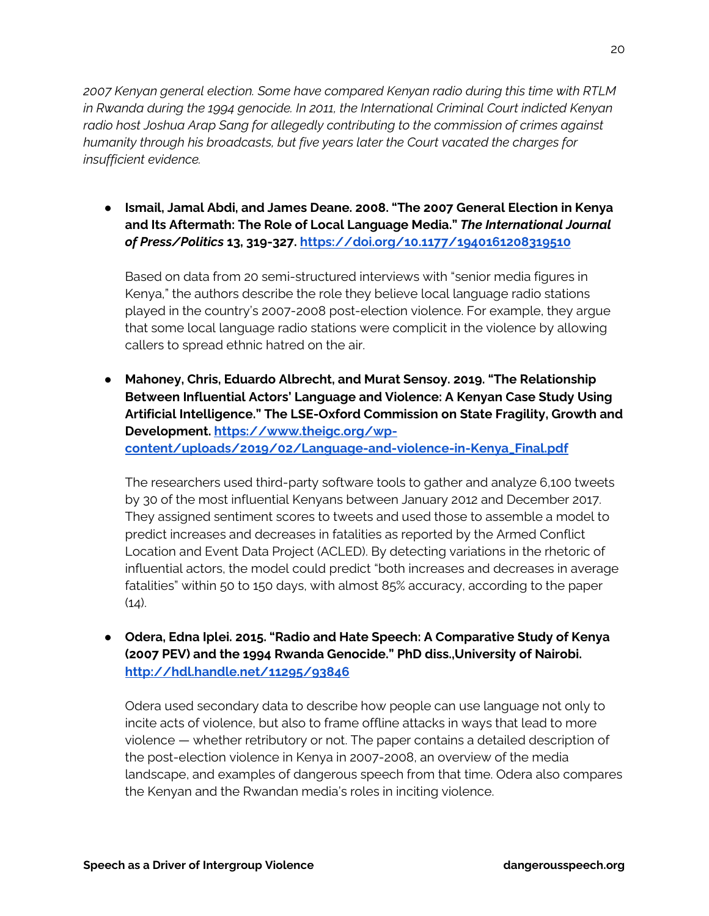*2007 Kenyan general election. Some have compared Kenyan radio during this time with RTLM in Rwanda during the 1994 genocide. In 2011, the International Criminal Court indicted Kenyan radio host Joshua Arap Sang for allegedly contributing to the commission of crimes against humanity through his broadcasts, but five years later the Court vacated the charges for insufficient evidence.*

- **Ismail, Jamal Abdi, and James Deane. 2008. "The 2007 General Election in Kenya and Its Aftermath: The Role of Local Language Media."** ***The International Journal of Press/Politics*** **13, 319-327. [https://doi.org/10.1177/1940161208319510](https://doi.org/10.1177/1940161208319510)**

  Based on data from 20 semi-structured interviews with "senior media figures in Kenya," the authors describe the role they believe local language radio stations played in the country's 2007-2008 post-election violence. For example, they argue that some local language radio stations were complicit in the violence by allowing callers to spread ethnic hatred on the air.

- **Mahoney, Chris, Eduardo Albrecht, and Murat Sensoy. 2019. "The Relationship Between Influential Actors' Language and Violence: A Kenyan Case Study Using Artificial Intelligence." The LSE-Oxford Commission on State Fragility, Growth and Development. [https://www.theigc.org/wp-content/uploads/2019/02/Language-and-violence-in-Kenya_Final.pdf](https://www.theigc.org/wp-content/uploads/2019/02/Language-and-violence-in-Kenya_Final.pdf)**

  The researchers used third-party software tools to gather and analyze 6,100 tweets by 30 of the most influential Kenyans between January 2012 and December 2017. They assigned sentiment scores to tweets and used those to assemble a model to predict increases and decreases in fatalities as reported by the Armed Conflict Location and Event Data Project (ACLED). By detecting variations in the rhetoric of influential actors, the model could predict "both increases and decreases in average fatalities" within 50 to 150 days, with almost 85% accuracy, according to the paper (14).

- **Odera, Edna Iplei. 2015. "Radio and Hate Speech: A Comparative Study of Kenya (2007 PEV) and the 1994 Rwanda Genocide." PhD diss.,University of Nairobi. [http://hdl.handle.net/11295/93846](http://hdl.handle.net/11295/93846)**

  Odera used secondary data to describe how people can use language not only to incite acts of violence, but also to frame offline attacks in ways that lead to more violence — whether retributory or not. The paper contains a detailed description of the post-election violence in Kenya in 2007-2008, an overview of the media landscape, and examples of dangerous speech from that time. Odera also compares the Kenyan and the Rwandan media's roles in inciting violence.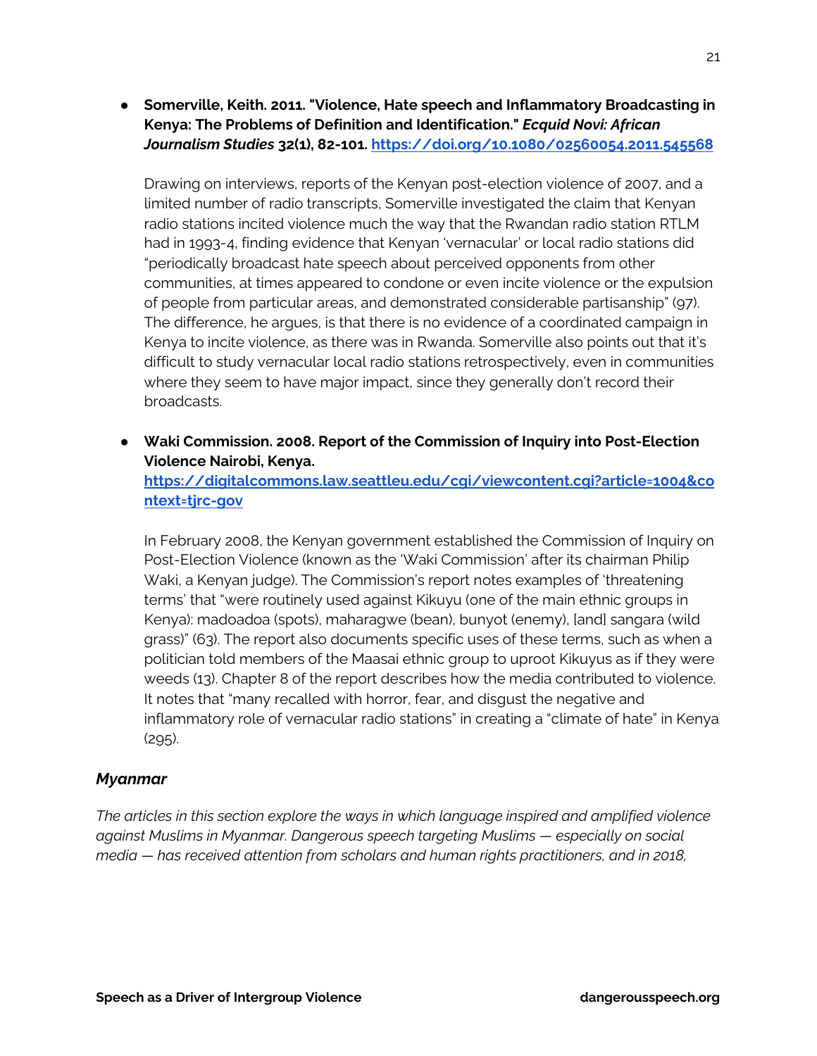- **Somerville, Keith. 2011. "Violence, Hate speech and Inflammatory Broadcasting in Kenya: The Problems of Definition and Identification."** ***Ecquid Novi: African Journalism Studies*** **32(1), 82-101. [https://doi.org/10.1080/02560054.2011.545568](https://doi.org/10.1080/02560054.2011.545568)**

  Drawing on interviews, reports of the Kenyan post-election violence of 2007, and a limited number of radio transcripts, Somerville investigated the claim that Kenyan radio stations incited violence much the way that the Rwandan radio station RTLM had in 1993-4, finding evidence that Kenyan 'vernacular' or local radio stations did "periodically broadcast hate speech about perceived opponents from other communities, at times appeared to condone or even incite violence or the expulsion of people from particular areas, and demonstrated considerable partisanship" (97). The difference, he argues, is that there is no evidence of a coordinated campaign in Kenya to incite violence, as there was in Rwanda. Somerville also points out that it's difficult to study vernacular local radio stations retrospectively, even in communities where they seem to have major impact, since they generally don't record their broadcasts.

- **Waki Commission. 2008. Report of the Commission of Inquiry into Post-Election Violence Nairobi, Kenya. [https://digitalcommons.law.seattleu.edu/cgi/viewcontent.cgi?article=1004&context=tjrc-gov](https://digitalcommons.law.seattleu.edu/cgi/viewcontent.cgi?article=1004&context=tjrc-gov)**

  In February 2008, the Kenyan government established the Commission of Inquiry on Post-Election Violence (known as the 'Waki Commission' after its chairman Philip Waki, a Kenyan judge). The Commission's report notes examples of 'threatening terms' that "were routinely used against Kikuyu (one of the main ethnic groups in Kenya): madoadoa (spots), maharagwe (bean), bunyot (enemy), [and] sangara (wild grass)" (63). The report also documents specific uses of these terms, such as when a politician told members of the Maasai ethnic group to uproot Kikuyus as if they were weeds (13). Chapter 8 of the report describes how the media contributed to violence. It notes that "many recalled with horror, fear, and disgust the negative and inflammatory role of vernacular radio stations" in creating a "climate of hate" in Kenya (295).

### *Myanmar*

*The articles in this section explore the ways in which language inspired and amplified violence against Muslims in Myanmar. Dangerous speech targeting Muslims — especially on social media — has received attention from scholars and human rights practitioners, and in 2018,*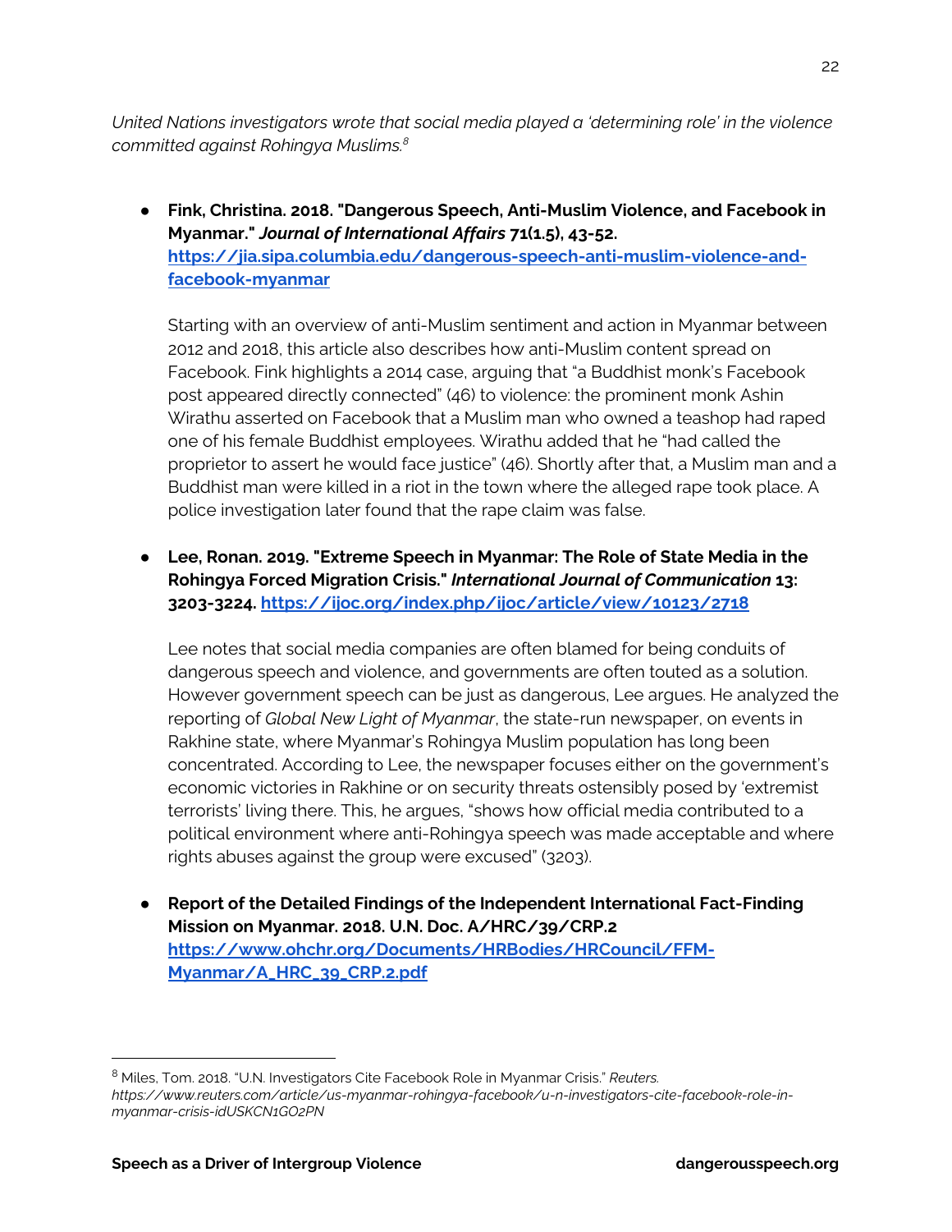*United Nations investigators wrote that social media played a 'determining role' in the violence committed against Rohingya Muslims.*[8]

- **Fink, Christina. 2018. "Dangerous Speech, Anti-Muslim Violence, and Facebook in Myanmar."** ***Journal of International Affairs*** **71(1.5), 43-52. [https://jia.sipa.columbia.edu/dangerous-speech-anti-muslim-violence-and-facebook-myanmar](https://jia.sipa.columbia.edu/dangerous-speech-anti-muslim-violence-and-facebook-myanmar)**

  Starting with an overview of anti-Muslim sentiment and action in Myanmar between 2012 and 2018, this article also describes how anti-Muslim content spread on Facebook. Fink highlights a 2014 case, arguing that "a Buddhist monk's Facebook post appeared directly connected" (46) to violence: the prominent monk Ashin Wirathu asserted on Facebook that a Muslim man who owned a teashop had raped one of his female Buddhist employees. Wirathu added that he "had called the proprietor to assert he would face justice" (46). Shortly after that, a Muslim man and a Buddhist man were killed in a riot in the town where the alleged rape took place. A police investigation later found that the rape claim was false.

- **Lee, Ronan. 2019. "Extreme Speech in Myanmar: The Role of State Media in the Rohingya Forced Migration Crisis."** ***International Journal of Communication*** **13: 3203-3224. [https://ijoc.org/index.php/ijoc/article/view/10123/2718](https://ijoc.org/index.php/ijoc/article/view/10123/2718)**

  Lee notes that social media companies are often blamed for being conduits of dangerous speech and violence, and governments are often touted as a solution. However government speech can be just as dangerous, Lee argues. He analyzed the reporting of *Global New Light of Myanmar*, the state-run newspaper, on events in Rakhine state, where Myanmar's Rohingya Muslim population has long been concentrated. According to Lee, the newspaper focuses either on the government's economic victories in Rakhine or on security threats ostensibly posed by 'extremist terrorists' living there. This, he argues, "shows how official media contributed to a political environment where anti-Rohingya speech was made acceptable and where rights abuses against the group were excused" (3203).

- **Report of the Detailed Findings of the Independent International Fact-Finding Mission on Myanmar. 2018. U.N. Doc. A/HRC/39/CRP.2 [https://www.ohchr.org/Documents/HRBodies/HRCouncil/FFM-Myanmar/A_HRC_39_CRP.2.pdf](https://www.ohchr.org/Documents/HRBodies/HRCouncil/FFM-Myanmar/A_HRC_39_CRP.2.pdf)**

---

[8] Miles, Tom. 2018. "U.N. Investigators Cite Facebook Role in Myanmar Crisis." *Reuters. https://www.reuters.com/article/us-myanmar-rohingya-facebook/u-n-investigators-cite-facebook-role-in-myanmar-crisis-idUSKCN1GO2PN*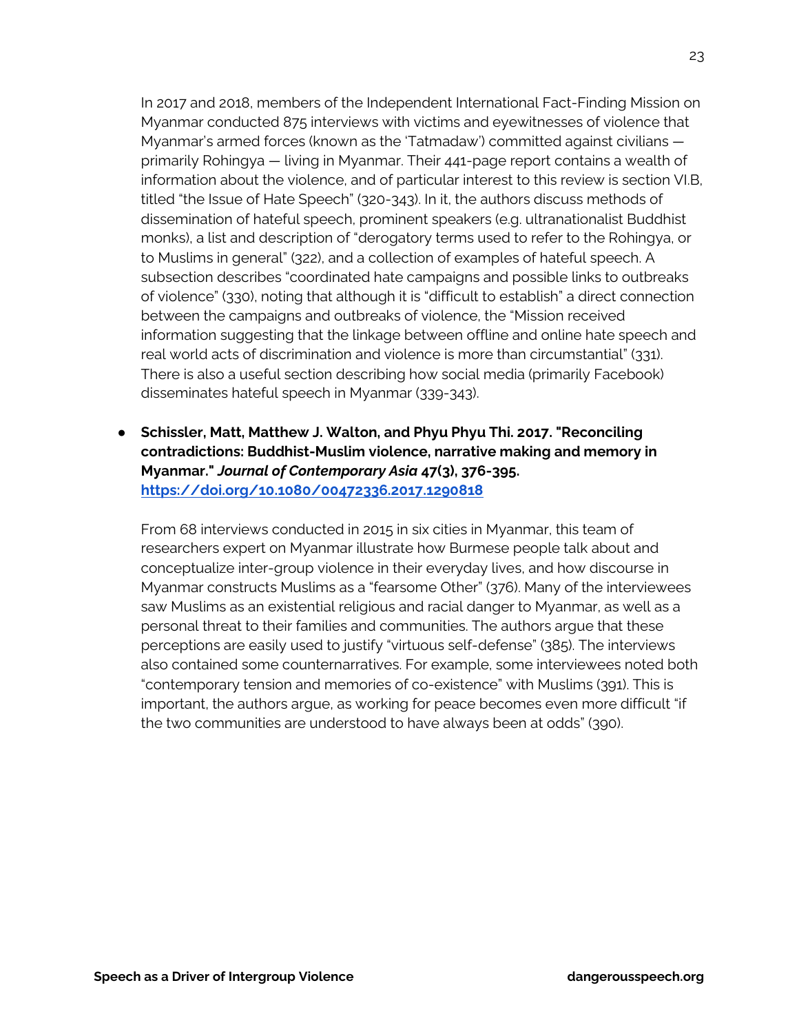In 2017 and 2018, members of the Independent International Fact-Finding Mission on Myanmar conducted 875 interviews with victims and eyewitnesses of violence that Myanmar's armed forces (known as the 'Tatmadaw') committed against civilians — primarily Rohingya — living in Myanmar. Their 441-page report contains a wealth of information about the violence, and of particular interest to this review is section VI.B, titled "the Issue of Hate Speech" (320-343). In it, the authors discuss methods of dissemination of hateful speech, prominent speakers (e.g. ultranationalist Buddhist monks), a list and description of "derogatory terms used to refer to the Rohingya, or to Muslims in general" (322), and a collection of examples of hateful speech. A subsection describes "coordinated hate campaigns and possible links to outbreaks of violence" (330), noting that although it is "difficult to establish" a direct connection between the campaigns and outbreaks of violence, the "Mission received information suggesting that the linkage between offline and online hate speech and real world acts of discrimination and violence is more than circumstantial" (331). There is also a useful section describing how social media (primarily Facebook) disseminates hateful speech in Myanmar (339-343).

- **Schissler, Matt, Matthew J. Walton, and Phyu Phyu Thi. 2017. "Reconciling contradictions: Buddhist-Muslim violence, narrative making and memory in Myanmar."** ***Journal of Contemporary Asia*** **47(3), 376-395. [https://doi.org/10.1080/00472336.2017.1290818](https://doi.org/10.1080/00472336.2017.1290818)**

  From 68 interviews conducted in 2015 in six cities in Myanmar, this team of researchers expert on Myanmar illustrate how Burmese people talk about and conceptualize inter-group violence in their everyday lives, and how discourse in Myanmar constructs Muslims as a "fearsome Other" (376). Many of the interviewees saw Muslims as an existential religious and racial danger to Myanmar, as well as a personal threat to their families and communities. The authors argue that these perceptions are easily used to justify "virtuous self-defense" (385). The interviews also contained some counternarratives. For example, some interviewees noted both "contemporary tension and memories of co-existence" with Muslims (391). This is important, the authors argue, as working for peace becomes even more difficult "if the two communities are understood to have always been at odds" (390).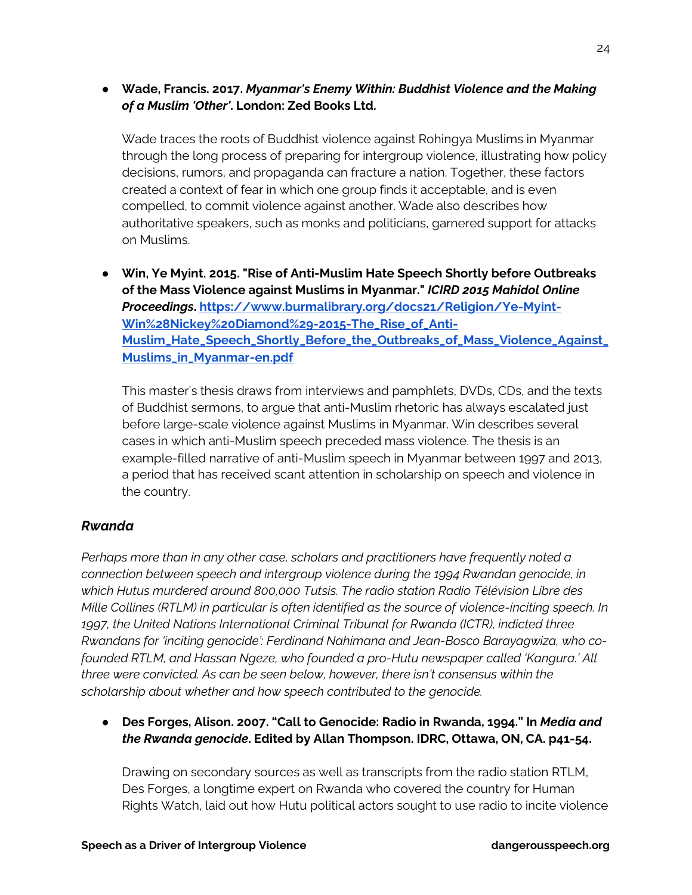- **Wade, Francis. 2017. *Myanmar's Enemy Within: Buddhist Violence and the Making of a Muslim 'Other'*. London: Zed Books Ltd.**

  Wade traces the roots of Buddhist violence against Rohingya Muslims in Myanmar through the long process of preparing for intergroup violence, illustrating how policy decisions, rumors, and propaganda can fracture a nation. Together, these factors created a context of fear in which one group finds it acceptable, and is even compelled, to commit violence against another. Wade also describes how authoritative speakers, such as monks and politicians, garnered support for attacks on Muslims.

- **Win, Ye Myint. 2015. "Rise of Anti-Muslim Hate Speech Shortly before Outbreaks of the Mass Violence against Muslims in Myanmar." *ICIRD 2015 Mahidol Online Proceedings*. [https://www.burmalibrary.org/docs21/Religion/Ye-Myint-Win%28Nickey%20Diamond%29-2015-The_Rise_of_Anti-Muslim_Hate_Speech_Shortly_Before_the_Outbreaks_of_Mass_Violence_Against_Muslims_in_Myanmar-en.pdf](https://www.burmalibrary.org/docs21/Religion/Ye-Myint-Win%28Nickey%20Diamond%29-2015-The_Rise_of_Anti-Muslim_Hate_Speech_Shortly_Before_the_Outbreaks_of_Mass_Violence_Against_Muslims_in_Myanmar-en.pdf)**

  This master's thesis draws from interviews and pamphlets, DVDs, CDs, and the texts of Buddhist sermons, to argue that anti-Muslim rhetoric has always escalated just before large-scale violence against Muslims in Myanmar. Win describes several cases in which anti-Muslim speech preceded mass violence. The thesis is an example-filled narrative of anti-Muslim speech in Myanmar between 1997 and 2013, a period that has received scant attention in scholarship on speech and violence in the country.

### *Rwanda*

*Perhaps more than in any other case, scholars and practitioners have frequently noted a connection between speech and intergroup violence during the 1994 Rwandan genocide, in which Hutus murdered around 800,000 Tutsis. The radio station Radio Télévision Libre des Mille Collines (RTLM) in particular is often identified as the source of violence-inciting speech. In 1997, the United Nations International Criminal Tribunal for Rwanda (ICTR), indicted three Rwandans for 'inciting genocide': Ferdinand Nahimana and Jean-Bosco Barayagwiza, who co-founded RTLM, and Hassan Ngeze, who founded a pro-Hutu newspaper called 'Kangura.' All three were convicted. As can be seen below, however, there isn't consensus within the scholarship about whether and how speech contributed to the genocide.*

- **Des Forges, Alison. 2007. "Call to Genocide: Radio in Rwanda, 1994." In *Media and the Rwanda genocide*. Edited by Allan Thompson. IDRC, Ottawa, ON, CA. p41-54.**

  Drawing on secondary sources as well as transcripts from the radio station RTLM, Des Forges, a longtime expert on Rwanda who covered the country for Human Rights Watch, laid out how Hutu political actors sought to use radio to incite violence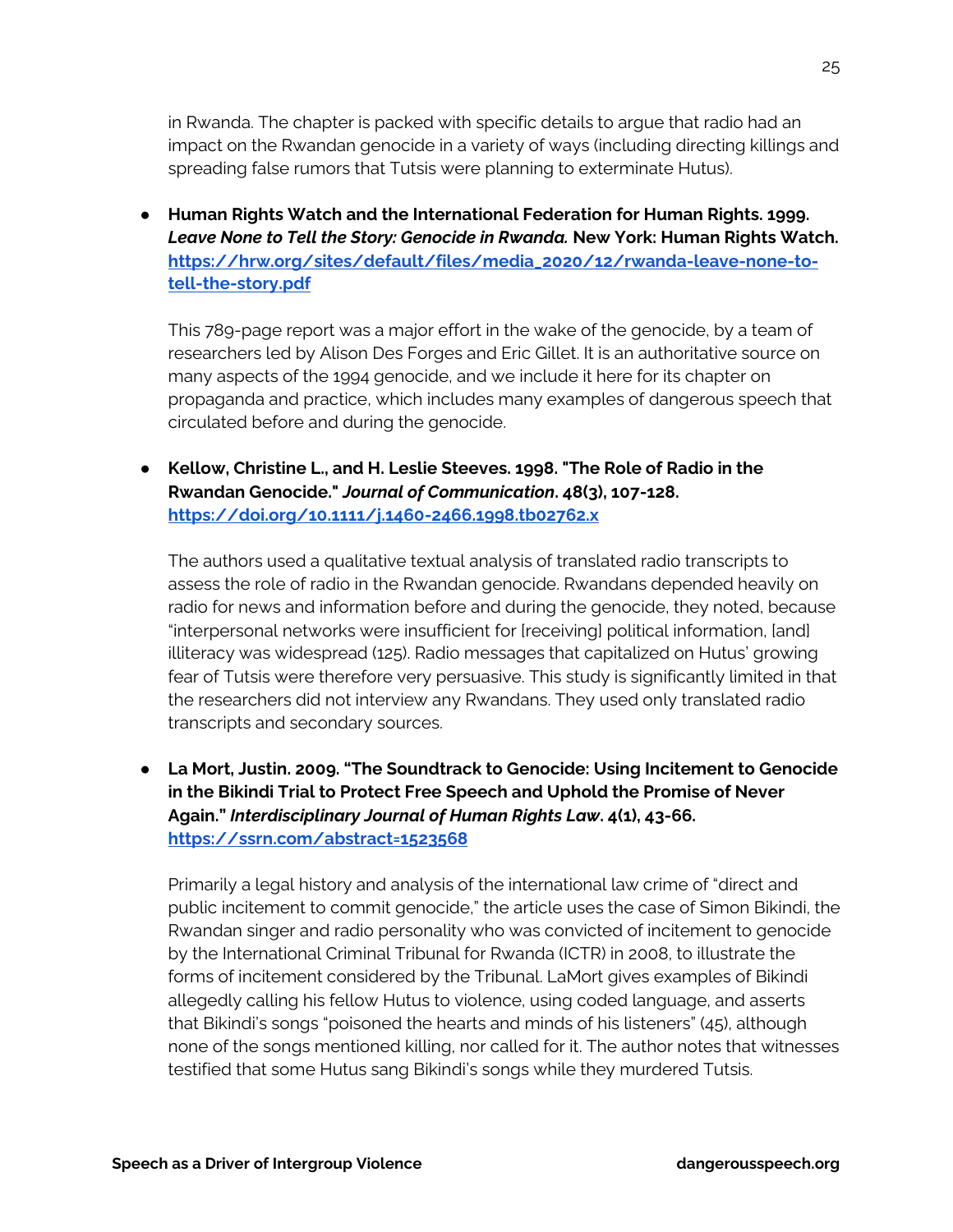in Rwanda. The chapter is packed with specific details to argue that radio had an impact on the Rwandan genocide in a variety of ways (including directing killings and spreading false rumors that Tutsis were planning to exterminate Hutus).

- **Human Rights Watch and the International Federation for Human Rights. 1999. *Leave None to Tell the Story: Genocide in Rwanda.* New York: Human Rights Watch. [https://hrw.org/sites/default/files/media_2020/12/rwanda-leave-none-to-tell-the-story.pdf](https://hrw.org/sites/default/files/media_2020/12/rwanda-leave-none-to-tell-the-story.pdf)**

  This 789-page report was a major effort in the wake of the genocide, by a team of researchers led by Alison Des Forges and Eric Gillet. It is an authoritative source on many aspects of the 1994 genocide, and we include it here for its chapter on propaganda and practice, which includes many examples of dangerous speech that circulated before and during the genocide.

- **Kellow, Christine L., and H. Leslie Steeves. 1998. "The Role of Radio in the Rwandan Genocide." *Journal of Communication*. 48(3), 107-128. [https://doi.org/10.1111/j.1460-2466.1998.tb02762.x](https://doi.org/10.1111/j.1460-2466.1998.tb02762.x)**

  The authors used a qualitative textual analysis of translated radio transcripts to assess the role of radio in the Rwandan genocide. Rwandans depended heavily on radio for news and information before and during the genocide, they noted, because "interpersonal networks were insufficient for [receiving] political information, [and] illiteracy was widespread (125). Radio messages that capitalized on Hutus' growing fear of Tutsis were therefore very persuasive. This study is significantly limited in that the researchers did not interview any Rwandans. They used only translated radio transcripts and secondary sources.

- **La Mort, Justin. 2009. "The Soundtrack to Genocide: Using Incitement to Genocide in the Bikindi Trial to Protect Free Speech and Uphold the Promise of Never Again." *Interdisciplinary Journal of Human Rights Law*. 4(1), 43-66. [https://ssrn.com/abstract=1523568](https://ssrn.com/abstract=1523568)**

  Primarily a legal history and analysis of the international law crime of "direct and public incitement to commit genocide," the article uses the case of Simon Bikindi, the Rwandan singer and radio personality who was convicted of incitement to genocide by the International Criminal Tribunal for Rwanda (ICTR) in 2008, to illustrate the forms of incitement considered by the Tribunal. LaMort gives examples of Bikindi allegedly calling his fellow Hutus to violence, using coded language, and asserts that Bikindi's songs "poisoned the hearts and minds of his listeners" (45), although none of the songs mentioned killing, nor called for it. The author notes that witnesses testified that some Hutus sang Bikindi's songs while they murdered Tutsis.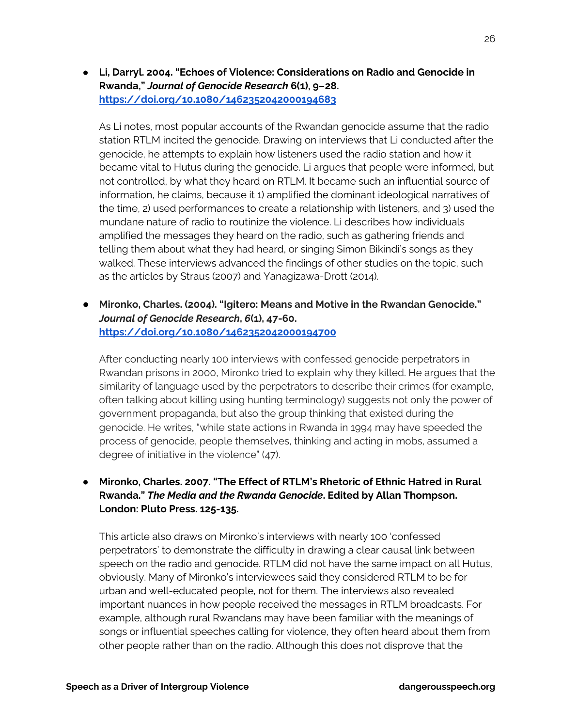- **Li, Darryl. 2004. "Echoes of Violence: Considerations on Radio and Genocide in Rwanda,"** ***Journal of Genocide Research*** **6(1), 9–28.** [https://doi.org/10.1080/1462352042000194683](https://doi.org/10.1080/1462352042000194683)

  As Li notes, most popular accounts of the Rwandan genocide assume that the radio station RTLM incited the genocide. Drawing on interviews that Li conducted after the genocide, he attempts to explain how listeners used the radio station and how it became vital to Hutus during the genocide. Li argues that people were informed, but not controlled, by what they heard on RTLM. It became such an influential source of information, he claims, because it 1) amplified the dominant ideological narratives of the time, 2) used performances to create a relationship with listeners, and 3) used the mundane nature of radio to routinize the violence. Li describes how individuals amplified the messages they heard on the radio, such as gathering friends and telling them about what they had heard, or singing Simon Bikindi's songs as they walked. These interviews advanced the findings of other studies on the topic, such as the articles by Straus (2007) and Yanagizawa-Drott (2014).

- **Mironko, Charles. (2004). "Igitero: Means and Motive in the Rwandan Genocide."** ***Journal of Genocide Research*****,** ***6*****(1), 47-60.** [https://doi.org/10.1080/1462352042000194700](https://doi.org/10.1080/1462352042000194700)

  After conducting nearly 100 interviews with confessed genocide perpetrators in Rwandan prisons in 2000, Mironko tried to explain why they killed. He argues that the similarity of language used by the perpetrators to describe their crimes (for example, often talking about killing using hunting terminology) suggests not only the power of government propaganda, but also the group thinking that existed during the genocide. He writes, "while state actions in Rwanda in 1994 may have speeded the process of genocide, people themselves, thinking and acting in mobs, assumed a degree of initiative in the violence" (47).

- **Mironko, Charles. 2007. "The Effect of RTLM's Rhetoric of Ethnic Hatred in Rural Rwanda."** ***The Media and the Rwanda Genocide*****. Edited by Allan Thompson. London: Pluto Press. 125-135.**

  This article also draws on Mironko's interviews with nearly 100 'confessed perpetrators' to demonstrate the difficulty in drawing a clear causal link between speech on the radio and genocide. RTLM did not have the same impact on all Hutus, obviously. Many of Mironko's interviewees said they considered RTLM to be for urban and well-educated people, not for them. The interviews also revealed important nuances in how people received the messages in RTLM broadcasts. For example, although rural Rwandans may have been familiar with the meanings of songs or influential speeches calling for violence, they often heard about them from other people rather than on the radio. Although this does not disprove that the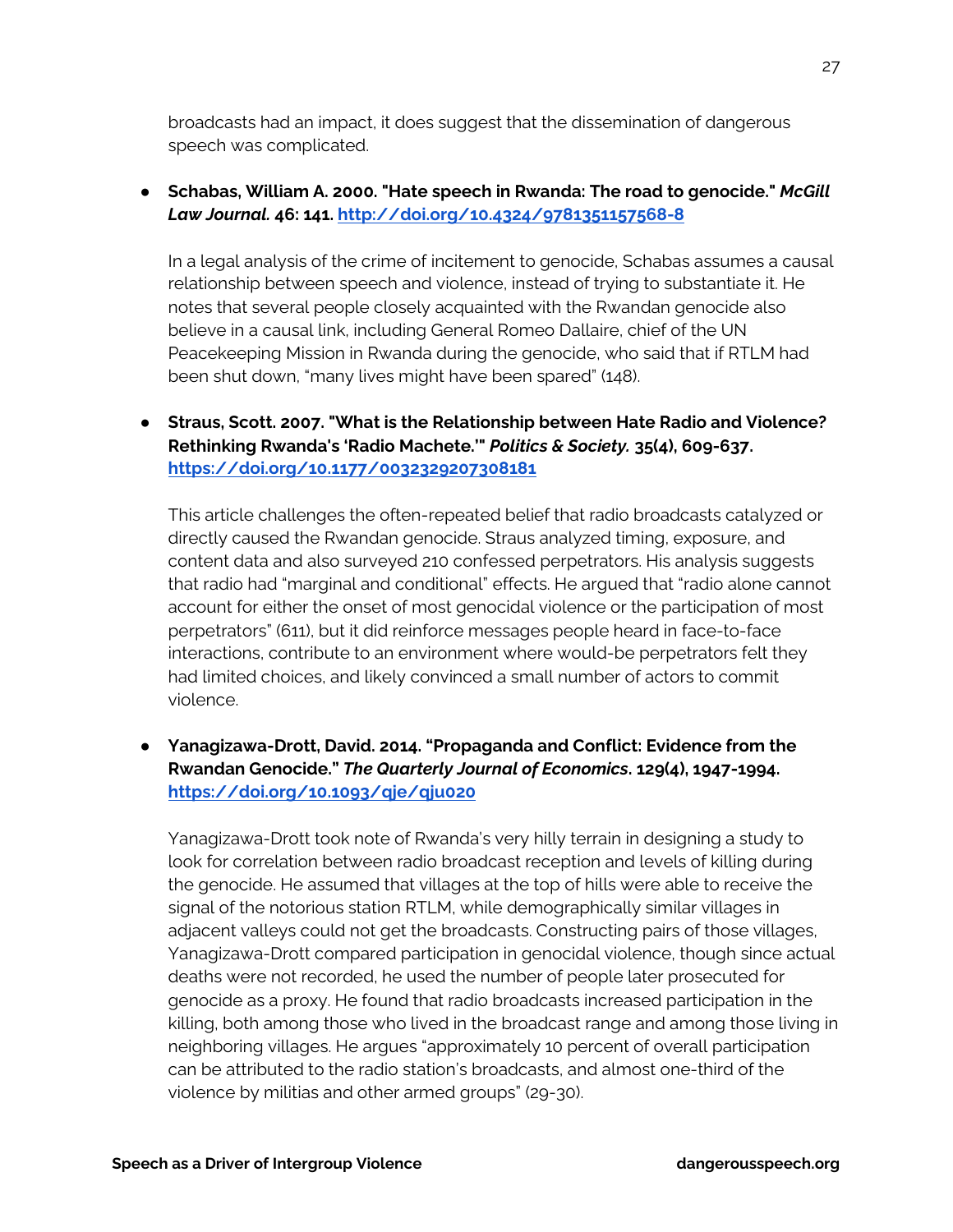broadcasts had an impact, it does suggest that the dissemination of dangerous speech was complicated.

- **Schabas, William A. 2000. "Hate speech in Rwanda: The road to genocide."** ***McGill Law Journal.*** **46: 141. [http://doi.org/10.4324/9781351157568-8](http://doi.org/10.4324/9781351157568-8)**

  In a legal analysis of the crime of incitement to genocide, Schabas assumes a causal relationship between speech and violence, instead of trying to substantiate it. He notes that several people closely acquainted with the Rwandan genocide also believe in a causal link, including General Romeo Dallaire, chief of the UN Peacekeeping Mission in Rwanda during the genocide, who said that if RTLM had been shut down, "many lives might have been spared" (148).

- **Straus, Scott. 2007. "What is the Relationship between Hate Radio and Violence? Rethinking Rwanda's 'Radio Machete.'"** ***Politics & Society.*** **35(4), 609-637. [https://doi.org/10.1177/0032329207308181](https://doi.org/10.1177/0032329207308181)**

  This article challenges the often-repeated belief that radio broadcasts catalyzed or directly caused the Rwandan genocide. Straus analyzed timing, exposure, and content data and also surveyed 210 confessed perpetrators. His analysis suggests that radio had "marginal and conditional" effects. He argued that "radio alone cannot account for either the onset of most genocidal violence or the participation of most perpetrators" (611), but it did reinforce messages people heard in face-to-face interactions, contribute to an environment where would-be perpetrators felt they had limited choices, and likely convinced a small number of actors to commit violence.

- **Yanagizawa-Drott, David. 2014. "Propaganda and Conflict: Evidence from the Rwandan Genocide."** ***The Quarterly Journal of Economics*****. 129(4), 1947-1994. [https://doi.org/10.1093/qje/qju020](https://doi.org/10.1093/qje/qju020)**

  Yanagizawa-Drott took note of Rwanda's very hilly terrain in designing a study to look for correlation between radio broadcast reception and levels of killing during the genocide. He assumed that villages at the top of hills were able to receive the signal of the notorious station RTLM, while demographically similar villages in adjacent valleys could not get the broadcasts. Constructing pairs of those villages, Yanagizawa-Drott compared participation in genocidal violence, though since actual deaths were not recorded, he used the number of people later prosecuted for genocide as a proxy. He found that radio broadcasts increased participation in the killing, both among those who lived in the broadcast range and among those living in neighboring villages. He argues "approximately 10 percent of overall participation can be attributed to the radio station's broadcasts, and almost one-third of the violence by militias and other armed groups" (29-30).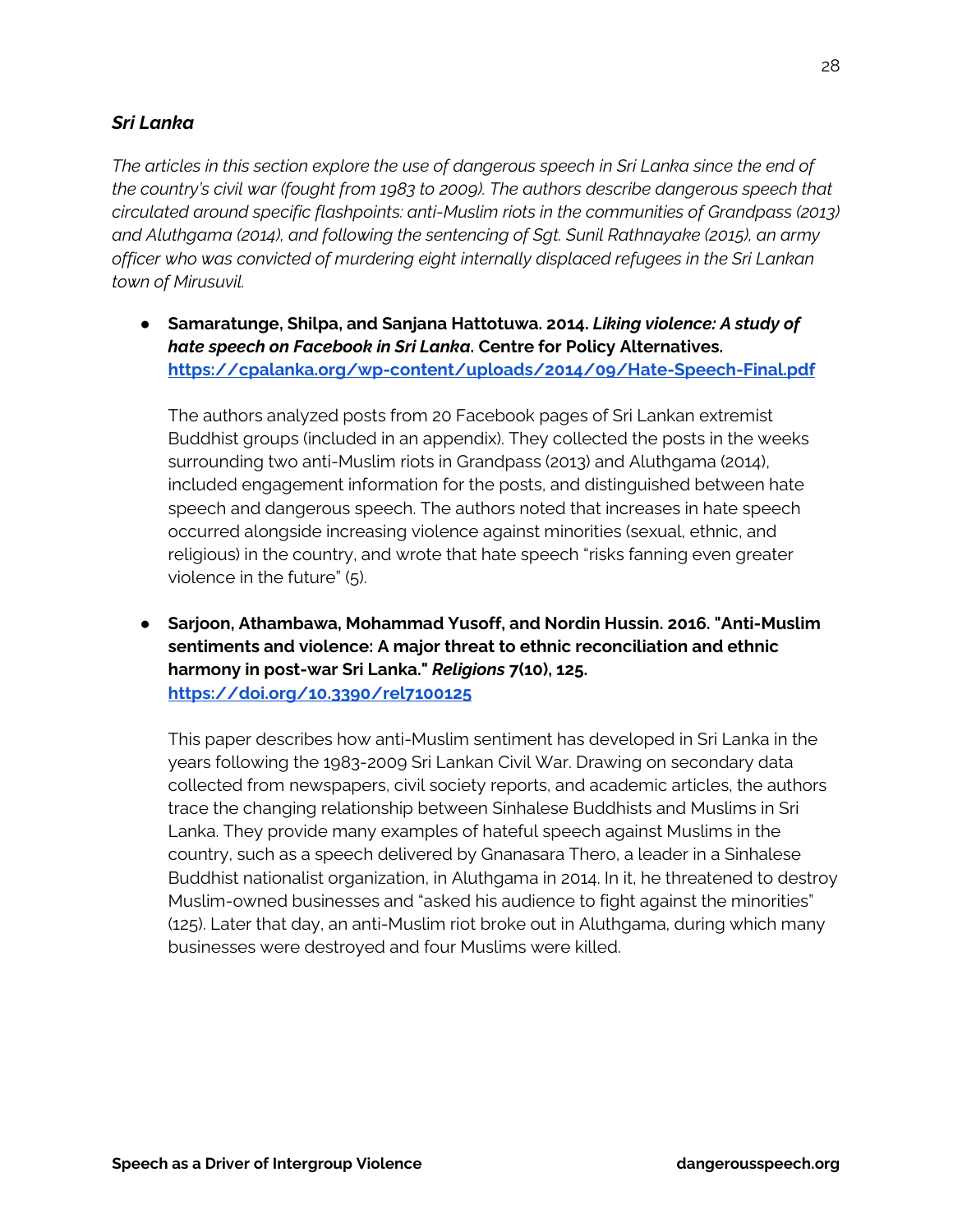### *Sri Lanka*

*The articles in this section explore the use of dangerous speech in Sri Lanka since the end of the country's civil war (fought from 1983 to 2009). The authors describe dangerous speech that circulated around specific flashpoints: anti-Muslim riots in the communities of Grandpass (2013) and Aluthgama (2014), and following the sentencing of Sgt. Sunil Rathnayake (2015), an army officer who was convicted of murdering eight internally displaced refugees in the Sri Lankan town of Mirusuvil.*

- **Samaratunge, Shilpa, and Sanjana Hattotuwa. 2014. *Liking violence: A study of hate speech on Facebook in Sri Lanka*. Centre for Policy Alternatives. [https://cpalanka.org/wp-content/uploads/2014/09/Hate-Speech-Final.pdf](https://cpalanka.org/wp-content/uploads/2014/09/Hate-Speech-Final.pdf)**

  The authors analyzed posts from 20 Facebook pages of Sri Lankan extremist Buddhist groups (included in an appendix). They collected the posts in the weeks surrounding two anti-Muslim riots in Grandpass (2013) and Aluthgama (2014), included engagement information for the posts, and distinguished between hate speech and dangerous speech. The authors noted that increases in hate speech occurred alongside increasing violence against minorities (sexual, ethnic, and religious) in the country, and wrote that hate speech "risks fanning even greater violence in the future" (5).

- **Sarjoon, Athambawa, Mohammad Yusoff, and Nordin Hussin. 2016. "Anti-Muslim sentiments and violence: A major threat to ethnic reconciliation and ethnic harmony in post-war Sri Lanka." *Religions* 7(10), 125. [https://doi.org/10.3390/rel7100125](https://doi.org/10.3390/rel7100125)**

  This paper describes how anti-Muslim sentiment has developed in Sri Lanka in the years following the 1983-2009 Sri Lankan Civil War. Drawing on secondary data collected from newspapers, civil society reports, and academic articles, the authors trace the changing relationship between Sinhalese Buddhists and Muslims in Sri Lanka. They provide many examples of hateful speech against Muslims in the country, such as a speech delivered by Gnanasara Thero, a leader in a Sinhalese Buddhist nationalist organization, in Aluthgama in 2014. In it, he threatened to destroy Muslim-owned businesses and "asked his audience to fight against the minorities" (125). Later that day, an anti-Muslim riot broke out in Aluthgama, during which many businesses were destroyed and four Muslims were killed.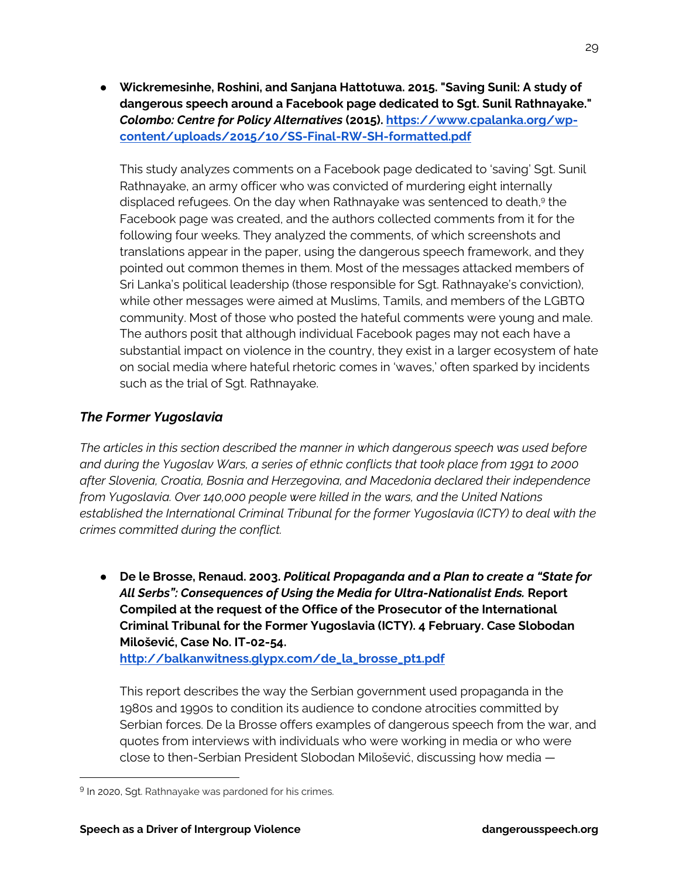- **Wickremesinhe, Roshini, and Sanjana Hattotuwa. 2015. "Saving Sunil: A study of dangerous speech around a Facebook page dedicated to Sgt. Sunil Rathnayake."** ***Colombo: Centre for Policy Alternatives*** **(2015). [https://www.cpalanka.org/wp-content/uploads/2015/10/SS-Final-RW-SH-formatted.pdf](https://www.cpalanka.org/wp-content/uploads/2015/10/SS-Final-RW-SH-formatted.pdf)**

  This study analyzes comments on a Facebook page dedicated to 'saving' Sgt. Sunil Rathnayake, an army officer who was convicted of murdering eight internally displaced refugees. On the day when Rathnayake was sentenced to death,[9] the Facebook page was created, and the authors collected comments from it for the following four weeks. They analyzed the comments, of which screenshots and translations appear in the paper, using the dangerous speech framework, and they pointed out common themes in them. Most of the messages attacked members of Sri Lanka's political leadership (those responsible for Sgt. Rathnayake's conviction), while other messages were aimed at Muslims, Tamils, and members of the LGBTQ community. Most of those who posted the hateful comments were young and male. The authors posit that although individual Facebook pages may not each have a substantial impact on violence in the country, they exist in a larger ecosystem of hate on social media where hateful rhetoric comes in 'waves,' often sparked by incidents such as the trial of Sgt. Rathnayake.

### *The Former Yugoslavia*

*The articles in this section described the manner in which dangerous speech was used before and during the Yugoslav Wars, a series of ethnic conflicts that took place from 1991 to 2000 after Slovenia, Croatia, Bosnia and Herzegovina, and Macedonia declared their independence from Yugoslavia. Over 140,000 people were killed in the wars, and the United Nations established the International Criminal Tribunal for the former Yugoslavia (ICTY) to deal with the crimes committed during the conflict.*

- **De le Brosse, Renaud. 2003.** ***Political Propaganda and a Plan to create a "State for All Serbs": Consequences of Using the Media for Ultra-Nationalist Ends.*** **Report Compiled at the request of the Office of the Prosecutor of the International Criminal Tribunal for the Former Yugoslavia (ICTY). 4 February. Case Slobodan Milošević, Case No. IT-02-54. [http://balkanwitness.glypx.com/de_la_brosse_pt1.pdf](http://balkanwitness.glypx.com/de_la_brosse_pt1.pdf)**

  This report describes the way the Serbian government used propaganda in the 1980s and 1990s to condition its audience to condone atrocities committed by Serbian forces. De la Brosse offers examples of dangerous speech from the war, and quotes from interviews with individuals who were working in media or who were close to then-Serbian President Slobodan Milošević, discussing how media —

[9] In 2020, Sgt. Rathnayake was pardoned for his crimes.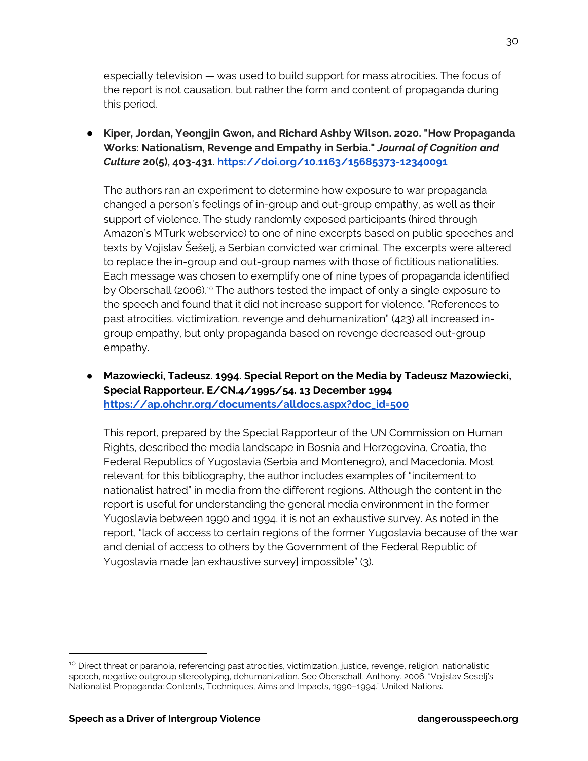especially television — was used to build support for mass atrocities. The focus of the report is not causation, but rather the form and content of propaganda during this period.

- **Kiper, Jordan, Yeongjin Gwon, and Richard Ashby Wilson. 2020. "How Propaganda Works: Nationalism, Revenge and Empathy in Serbia."** ***Journal of Cognition and Culture*** **20(5), 403-431. [https://doi.org/10.1163/15685373-12340091](https://doi.org/10.1163/15685373-12340091)**

  The authors ran an experiment to determine how exposure to war propaganda changed a person's feelings of in-group and out-group empathy, as well as their support of violence. The study randomly exposed participants (hired through Amazon's MTurk webservice) to one of nine excerpts based on public speeches and texts by Vojislav Šešelj, a Serbian convicted war criminal. The excerpts were altered to replace the in-group and out-group names with those of fictitious nationalities. Each message was chosen to exemplify one of nine types of propaganda identified by Oberschall (2006).[10] The authors tested the impact of only a single exposure to the speech and found that it did not increase support for violence. "References to past atrocities, victimization, revenge and dehumanization" (423) all increased in-group empathy, but only propaganda based on revenge decreased out-group empathy.

- **Mazowiecki, Tadeusz. 1994. Special Report on the Media by Tadeusz Mazowiecki, Special Rapporteur. E/CN.4/1995/54. 13 December 1994 [https://ap.ohchr.org/documents/alldocs.aspx?doc_id=500](https://ap.ohchr.org/documents/alldocs.aspx?doc_id=500)**

  This report, prepared by the Special Rapporteur of the UN Commission on Human Rights, described the media landscape in Bosnia and Herzegovina, Croatia, the Federal Republics of Yugoslavia (Serbia and Montenegro), and Macedonia. Most relevant for this bibliography, the author includes examples of "incitement to nationalist hatred" in media from the different regions. Although the content in the report is useful for understanding the general media environment in the former Yugoslavia between 1990 and 1994, it is not an exhaustive survey. As noted in the report, "lack of access to certain regions of the former Yugoslavia because of the war and denial of access to others by the Government of the Federal Republic of Yugoslavia made [an exhaustive survey] impossible" (3).

---

[10] Direct threat or paranoia, referencing past atrocities, victimization, justice, revenge, religion, nationalistic speech, negative outgroup stereotyping, dehumanization. See Oberschall, Anthony. 2006. "Vojislav Seselj's Nationalist Propaganda: Contents, Techniques, Aims and Impacts, 1990–1994." United Nations.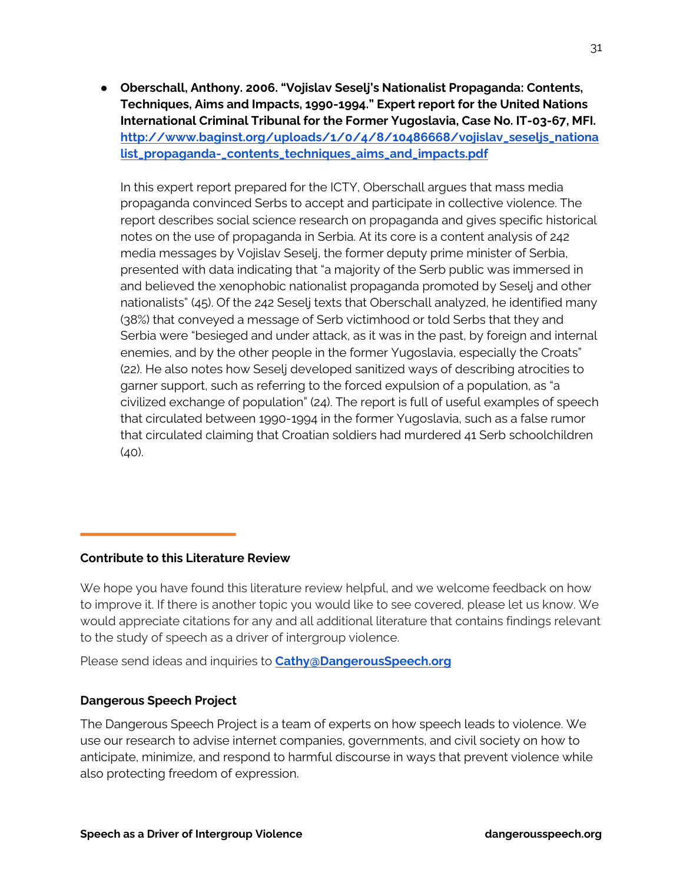- **Oberschall, Anthony. 2006. "Vojislav Seselj's Nationalist Propaganda: Contents, Techniques, Aims and Impacts, 1990-1994." Expert report for the United Nations International Criminal Tribunal for the Former Yugoslavia, Case No. IT-03-67, MFI. [http://www.baginst.org/uploads/1/0/4/8/10486668/vojislav_seseljs_nationalist_propaganda-_contents_techniques_aims_and_impacts.pdf](http://www.baginst.org/uploads/1/0/4/8/10486668/vojislav_seseljs_nationalist_propaganda-_contents_techniques_aims_and_impacts.pdf)**

  In this expert report prepared for the ICTY, Oberschall argues that mass media propaganda convinced Serbs to accept and participate in collective violence. The report describes social science research on propaganda and gives specific historical notes on the use of propaganda in Serbia. At its core is a content analysis of 242 media messages by Vojislav Seselj, the former deputy prime minister of Serbia, presented with data indicating that "a majority of the Serb public was immersed in and believed the xenophobic nationalist propaganda promoted by Seselj and other nationalists" (45). Of the 242 Seselj texts that Oberschall analyzed, he identified many (38%) that conveyed a message of Serb victimhood or told Serbs that they and Serbia were "besieged and under attack, as it was in the past, by foreign and internal enemies, and by the other people in the former Yugoslavia, especially the Croats" (22). He also notes how Seselj developed sanitized ways of describing atrocities to garner support, such as referring to the forced expulsion of a population, as "a civilized exchange of population" (24). The report is full of useful examples of speech that circulated between 1990-1994 in the former Yugoslavia, such as a false rumor that circulated claiming that Croatian soldiers had murdered 41 Serb schoolchildren (40).

---

### Contribute to this Literature Review

We hope you have found this literature review helpful, and we welcome feedback on how to improve it. If there is another topic you would like to see covered, please let us know. We would appreciate citations for any and all additional literature that contains findings relevant to the study of speech as a driver of intergroup violence.

Please send ideas and inquiries to **[Cathy@DangerousSpeech.org](mailto:Cathy@DangerousSpeech.org)**

### Dangerous Speech Project

The Dangerous Speech Project is a team of experts on how speech leads to violence. We use our research to advise internet companies, governments, and civil society on how to anticipate, minimize, and respond to harmful discourse in ways that prevent violence while also protecting freedom of expression.